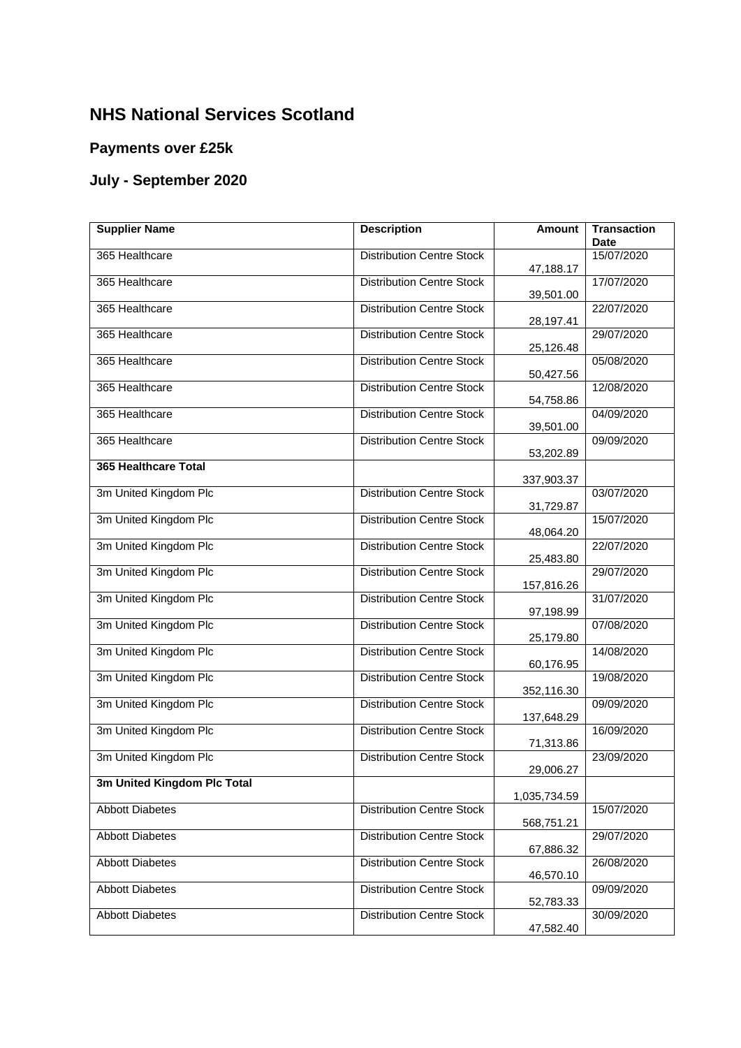# NHS National Services Scotland

## Payments over £25k

## July - September 2020

| Supplier Name | Description | Amount | Transaction Date |
|---|---|---|---|
| 365 Healthcare | Distribution Centre Stock | 47,188.17 | 15/07/2020 |
| 365 Healthcare | Distribution Centre Stock | 39,501.00 | 17/07/2020 |
| 365 Healthcare | Distribution Centre Stock | 28,197.41 | 22/07/2020 |
| 365 Healthcare | Distribution Centre Stock | 25,126.48 | 29/07/2020 |
| 365 Healthcare | Distribution Centre Stock | 50,427.56 | 05/08/2020 |
| 365 Healthcare | Distribution Centre Stock | 54,758.86 | 12/08/2020 |
| 365 Healthcare | Distribution Centre Stock | 39,501.00 | 04/09/2020 |
| 365 Healthcare | Distribution Centre Stock | 53,202.89 | 09/09/2020 |
| **365 Healthcare Total** | | 337,903.37 | |
| 3m United Kingdom Plc | Distribution Centre Stock | 31,729.87 | 03/07/2020 |
| 3m United Kingdom Plc | Distribution Centre Stock | 48,064.20 | 15/07/2020 |
| 3m United Kingdom Plc | Distribution Centre Stock | 25,483.80 | 22/07/2020 |
| 3m United Kingdom Plc | Distribution Centre Stock | 157,816.26 | 29/07/2020 |
| 3m United Kingdom Plc | Distribution Centre Stock | 97,198.99 | 31/07/2020 |
| 3m United Kingdom Plc | Distribution Centre Stock | 25,179.80 | 07/08/2020 |
| 3m United Kingdom Plc | Distribution Centre Stock | 60,176.95 | 14/08/2020 |
| 3m United Kingdom Plc | Distribution Centre Stock | 352,116.30 | 19/08/2020 |
| 3m United Kingdom Plc | Distribution Centre Stock | 137,648.29 | 09/09/2020 |
| 3m United Kingdom Plc | Distribution Centre Stock | 71,313.86 | 16/09/2020 |
| 3m United Kingdom Plc | Distribution Centre Stock | 29,006.27 | 23/09/2020 |
| **3m United Kingdom Plc Total** | | 1,035,734.59 | |
| Abbott Diabetes | Distribution Centre Stock | 568,751.21 | 15/07/2020 |
| Abbott Diabetes | Distribution Centre Stock | 67,886.32 | 29/07/2020 |
| Abbott Diabetes | Distribution Centre Stock | 46,570.10 | 26/08/2020 |
| Abbott Diabetes | Distribution Centre Stock | 52,783.33 | 09/09/2020 |
| Abbott Diabetes | Distribution Centre Stock | 47,582.40 | 30/09/2020 |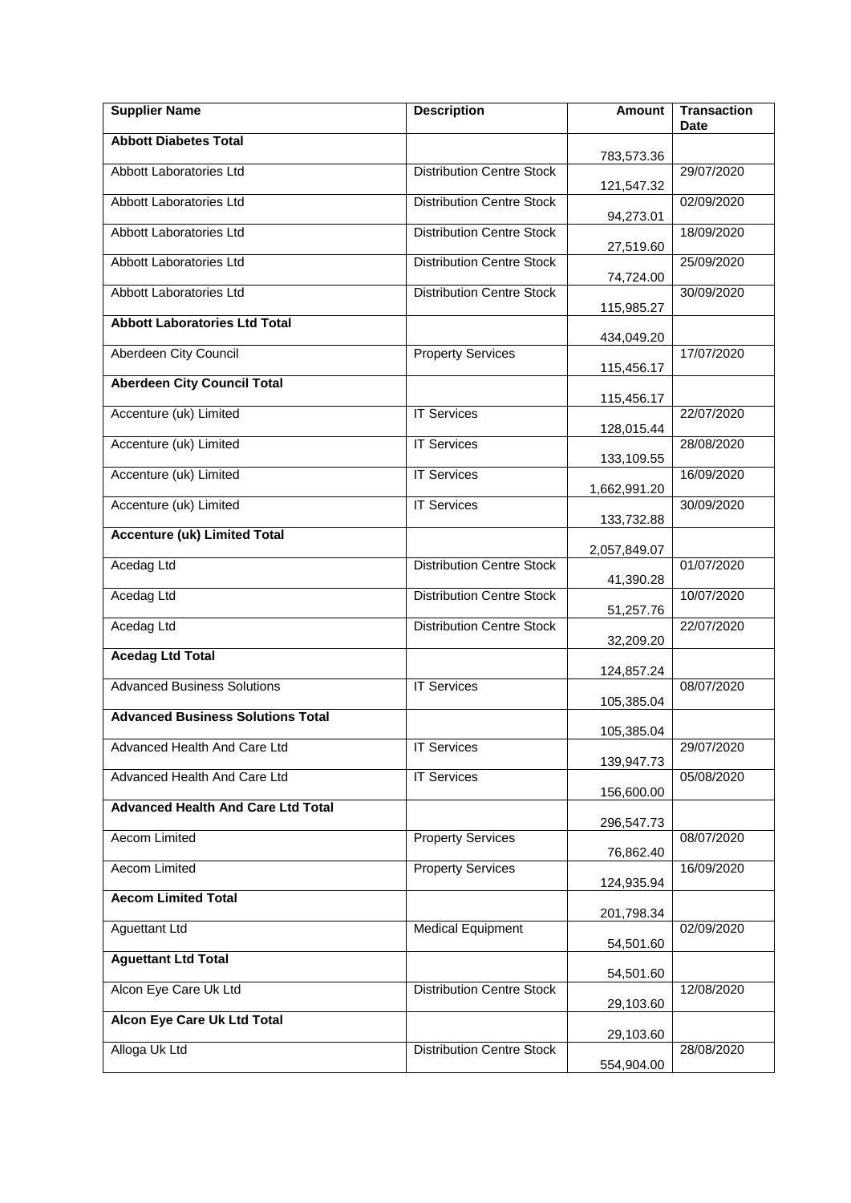| Supplier Name | Description | Amount | Transaction Date |
| --- | --- | --- | --- |
| **Abbott Diabetes Total** | | 783,573.36 | |
| Abbott Laboratories Ltd | Distribution Centre Stock | 121,547.32 | 29/07/2020 |
| Abbott Laboratories Ltd | Distribution Centre Stock | 94,273.01 | 02/09/2020 |
| Abbott Laboratories Ltd | Distribution Centre Stock | 27,519.60 | 18/09/2020 |
| Abbott Laboratories Ltd | Distribution Centre Stock | 74,724.00 | 25/09/2020 |
| Abbott Laboratories Ltd | Distribution Centre Stock | 115,985.27 | 30/09/2020 |
| **Abbott Laboratories Ltd Total** | | 434,049.20 | |
| Aberdeen City Council | Property Services | 115,456.17 | 17/07/2020 |
| **Aberdeen City Council Total** | | 115,456.17 | |
| Accenture (uk) Limited | IT Services | 128,015.44 | 22/07/2020 |
| Accenture (uk) Limited | IT Services | 133,109.55 | 28/08/2020 |
| Accenture (uk) Limited | IT Services | 1,662,991.20 | 16/09/2020 |
| Accenture (uk) Limited | IT Services | 133,732.88 | 30/09/2020 |
| **Accenture (uk) Limited Total** | | 2,057,849.07 | |
| Acedag Ltd | Distribution Centre Stock | 41,390.28 | 01/07/2020 |
| Acedag Ltd | Distribution Centre Stock | 51,257.76 | 10/07/2020 |
| Acedag Ltd | Distribution Centre Stock | 32,209.20 | 22/07/2020 |
| **Acedag Ltd Total** | | 124,857.24 | |
| Advanced Business Solutions | IT Services | 105,385.04 | 08/07/2020 |
| **Advanced Business Solutions Total** | | 105,385.04 | |
| Advanced Health And Care Ltd | IT Services | 139,947.73 | 29/07/2020 |
| Advanced Health And Care Ltd | IT Services | 156,600.00 | 05/08/2020 |
| **Advanced Health And Care Ltd Total** | | 296,547.73 | |
| Aecom Limited | Property Services | 76,862.40 | 08/07/2020 |
| Aecom Limited | Property Services | 124,935.94 | 16/09/2020 |
| **Aecom Limited Total** | | 201,798.34 | |
| Aguettant Ltd | Medical Equipment | 54,501.60 | 02/09/2020 |
| **Aguettant Ltd Total** | | 54,501.60 | |
| Alcon Eye Care Uk Ltd | Distribution Centre Stock | 29,103.60 | 12/08/2020 |
| **Alcon Eye Care Uk Ltd Total** | | 29,103.60 | |
| Alloga Uk Ltd | Distribution Centre Stock | 554,904.00 | 28/08/2020 |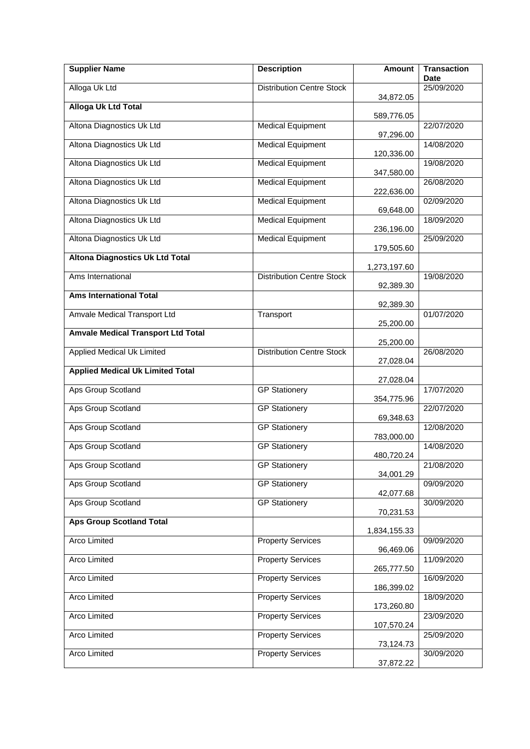| Supplier Name | Description | Amount | Transaction Date |
|---|---|---|---|
| Alloga Uk Ltd | Distribution Centre Stock | 34,872.05 | 25/09/2020 |
| **Alloga Uk Ltd Total** | | 589,776.05 | |
| Altona Diagnostics Uk Ltd | Medical Equipment | 97,296.00 | 22/07/2020 |
| Altona Diagnostics Uk Ltd | Medical Equipment | 120,336.00 | 14/08/2020 |
| Altona Diagnostics Uk Ltd | Medical Equipment | 347,580.00 | 19/08/2020 |
| Altona Diagnostics Uk Ltd | Medical Equipment | 222,636.00 | 26/08/2020 |
| Altona Diagnostics Uk Ltd | Medical Equipment | 69,648.00 | 02/09/2020 |
| Altona Diagnostics Uk Ltd | Medical Equipment | 236,196.00 | 18/09/2020 |
| Altona Diagnostics Uk Ltd | Medical Equipment | 179,505.60 | 25/09/2020 |
| **Altona Diagnostics Uk Ltd Total** | | 1,273,197.60 | |
| Ams International | Distribution Centre Stock | 92,389.30 | 19/08/2020 |
| **Ams International Total** | | 92,389.30 | |
| Amvale Medical Transport Ltd | Transport | 25,200.00 | 01/07/2020 |
| **Amvale Medical Transport Ltd Total** | | 25,200.00 | |
| Applied Medical Uk Limited | Distribution Centre Stock | 27,028.04 | 26/08/2020 |
| **Applied Medical Uk Limited Total** | | 27,028.04 | |
| Aps Group Scotland | GP Stationery | 354,775.96 | 17/07/2020 |
| Aps Group Scotland | GP Stationery | 69,348.63 | 22/07/2020 |
| Aps Group Scotland | GP Stationery | 783,000.00 | 12/08/2020 |
| Aps Group Scotland | GP Stationery | 480,720.24 | 14/08/2020 |
| Aps Group Scotland | GP Stationery | 34,001.29 | 21/08/2020 |
| Aps Group Scotland | GP Stationery | 42,077.68 | 09/09/2020 |
| Aps Group Scotland | GP Stationery | 70,231.53 | 30/09/2020 |
| **Aps Group Scotland Total** | | 1,834,155.33 | |
| Arco Limited | Property Services | 96,469.06 | 09/09/2020 |
| Arco Limited | Property Services | 265,777.50 | 11/09/2020 |
| Arco Limited | Property Services | 186,399.02 | 16/09/2020 |
| Arco Limited | Property Services | 173,260.80 | 18/09/2020 |
| Arco Limited | Property Services | 107,570.24 | 23/09/2020 |
| Arco Limited | Property Services | 73,124.73 | 25/09/2020 |
| Arco Limited | Property Services | 37,872.22 | 30/09/2020 |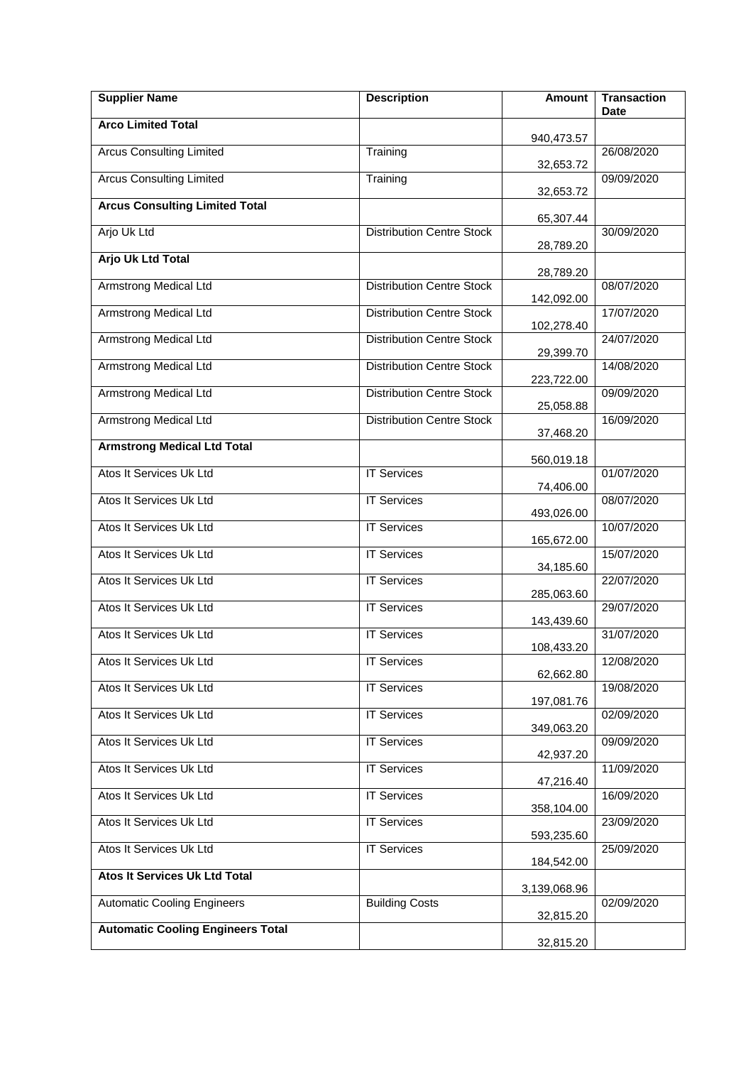| Supplier Name | Description | Amount | Transaction Date |
|---|---|---|---|
| **Arco Limited Total** | | 940,473.57 | |
| Arcus Consulting Limited | Training | 32,653.72 | 26/08/2020 |
| Arcus Consulting Limited | Training | 32,653.72 | 09/09/2020 |
| **Arcus Consulting Limited Total** | | 65,307.44 | |
| Arjo Uk Ltd | Distribution Centre Stock | 28,789.20 | 30/09/2020 |
| **Arjo Uk Ltd Total** | | 28,789.20 | |
| Armstrong Medical Ltd | Distribution Centre Stock | 142,092.00 | 08/07/2020 |
| Armstrong Medical Ltd | Distribution Centre Stock | 102,278.40 | 17/07/2020 |
| Armstrong Medical Ltd | Distribution Centre Stock | 29,399.70 | 24/07/2020 |
| Armstrong Medical Ltd | Distribution Centre Stock | 223,722.00 | 14/08/2020 |
| Armstrong Medical Ltd | Distribution Centre Stock | 25,058.88 | 09/09/2020 |
| Armstrong Medical Ltd | Distribution Centre Stock | 37,468.20 | 16/09/2020 |
| **Armstrong Medical Ltd Total** | | 560,019.18 | |
| Atos It Services Uk Ltd | IT Services | 74,406.00 | 01/07/2020 |
| Atos It Services Uk Ltd | IT Services | 493,026.00 | 08/07/2020 |
| Atos It Services Uk Ltd | IT Services | 165,672.00 | 10/07/2020 |
| Atos It Services Uk Ltd | IT Services | 34,185.60 | 15/07/2020 |
| Atos It Services Uk Ltd | IT Services | 285,063.60 | 22/07/2020 |
| Atos It Services Uk Ltd | IT Services | 143,439.60 | 29/07/2020 |
| Atos It Services Uk Ltd | IT Services | 108,433.20 | 31/07/2020 |
| Atos It Services Uk Ltd | IT Services | 62,662.80 | 12/08/2020 |
| Atos It Services Uk Ltd | IT Services | 197,081.76 | 19/08/2020 |
| Atos It Services Uk Ltd | IT Services | 349,063.20 | 02/09/2020 |
| Atos It Services Uk Ltd | IT Services | 42,937.20 | 09/09/2020 |
| Atos It Services Uk Ltd | IT Services | 47,216.40 | 11/09/2020 |
| Atos It Services Uk Ltd | IT Services | 358,104.00 | 16/09/2020 |
| Atos It Services Uk Ltd | IT Services | 593,235.60 | 23/09/2020 |
| Atos It Services Uk Ltd | IT Services | 184,542.00 | 25/09/2020 |
| **Atos It Services Uk Ltd Total** | | 3,139,068.96 | |
| Automatic Cooling Engineers | Building Costs | 32,815.20 | 02/09/2020 |
| **Automatic Cooling Engineers Total** | | 32,815.20 | |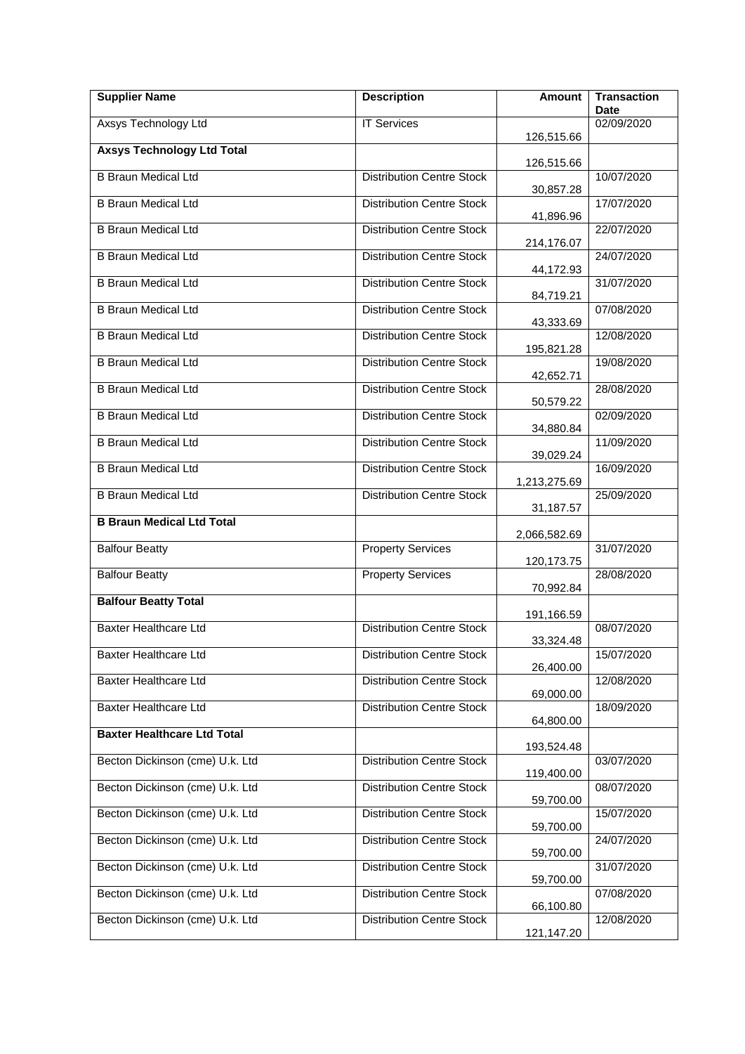| Supplier Name | Description | Amount | Transaction Date |
|---|---|---|---|
| Axsys Technology Ltd | IT Services | 126,515.66 | 02/09/2020 |
| **Axsys Technology Ltd Total** | | 126,515.66 | |
| B Braun Medical Ltd | Distribution Centre Stock | 30,857.28 | 10/07/2020 |
| B Braun Medical Ltd | Distribution Centre Stock | 41,896.96 | 17/07/2020 |
| B Braun Medical Ltd | Distribution Centre Stock | 214,176.07 | 22/07/2020 |
| B Braun Medical Ltd | Distribution Centre Stock | 44,172.93 | 24/07/2020 |
| B Braun Medical Ltd | Distribution Centre Stock | 84,719.21 | 31/07/2020 |
| B Braun Medical Ltd | Distribution Centre Stock | 43,333.69 | 07/08/2020 |
| B Braun Medical Ltd | Distribution Centre Stock | 195,821.28 | 12/08/2020 |
| B Braun Medical Ltd | Distribution Centre Stock | 42,652.71 | 19/08/2020 |
| B Braun Medical Ltd | Distribution Centre Stock | 50,579.22 | 28/08/2020 |
| B Braun Medical Ltd | Distribution Centre Stock | 34,880.84 | 02/09/2020 |
| B Braun Medical Ltd | Distribution Centre Stock | 39,029.24 | 11/09/2020 |
| B Braun Medical Ltd | Distribution Centre Stock | 1,213,275.69 | 16/09/2020 |
| B Braun Medical Ltd | Distribution Centre Stock | 31,187.57 | 25/09/2020 |
| **B Braun Medical Ltd Total** | | 2,066,582.69 | |
| Balfour Beatty | Property Services | 120,173.75 | 31/07/2020 |
| Balfour Beatty | Property Services | 70,992.84 | 28/08/2020 |
| **Balfour Beatty Total** | | 191,166.59 | |
| Baxter Healthcare Ltd | Distribution Centre Stock | 33,324.48 | 08/07/2020 |
| Baxter Healthcare Ltd | Distribution Centre Stock | 26,400.00 | 15/07/2020 |
| Baxter Healthcare Ltd | Distribution Centre Stock | 69,000.00 | 12/08/2020 |
| Baxter Healthcare Ltd | Distribution Centre Stock | 64,800.00 | 18/09/2020 |
| **Baxter Healthcare Ltd Total** | | 193,524.48 | |
| Becton Dickinson (cme) U.k. Ltd | Distribution Centre Stock | 119,400.00 | 03/07/2020 |
| Becton Dickinson (cme) U.k. Ltd | Distribution Centre Stock | 59,700.00 | 08/07/2020 |
| Becton Dickinson (cme) U.k. Ltd | Distribution Centre Stock | 59,700.00 | 15/07/2020 |
| Becton Dickinson (cme) U.k. Ltd | Distribution Centre Stock | 59,700.00 | 24/07/2020 |
| Becton Dickinson (cme) U.k. Ltd | Distribution Centre Stock | 59,700.00 | 31/07/2020 |
| Becton Dickinson (cme) U.k. Ltd | Distribution Centre Stock | 66,100.80 | 07/08/2020 |
| Becton Dickinson (cme) U.k. Ltd | Distribution Centre Stock | 121,147.20 | 12/08/2020 |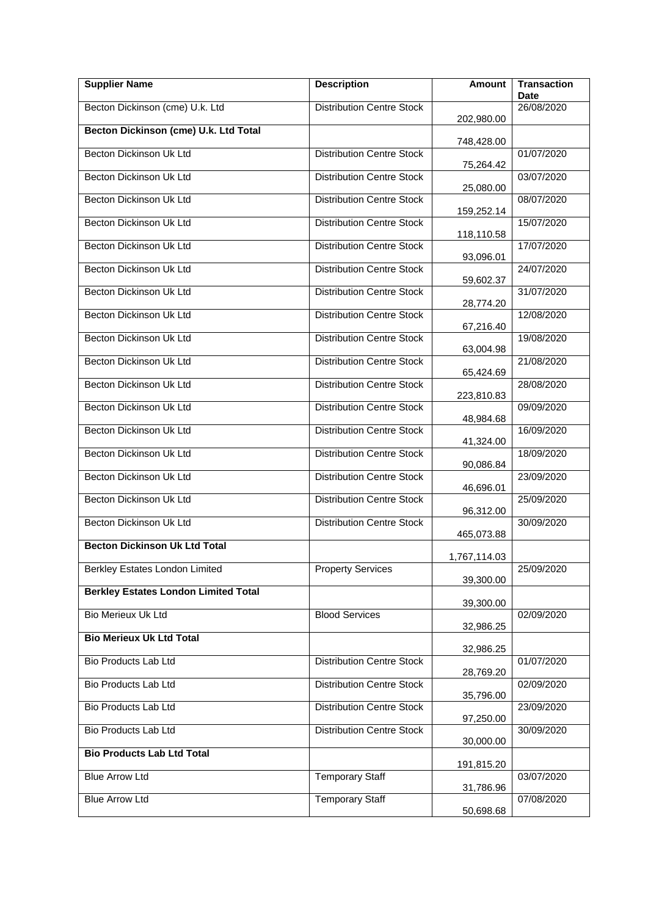| Supplier Name | Description | Amount | Transaction Date |
|---|---|---|---|
| Becton Dickinson (cme) U.k. Ltd | Distribution Centre Stock | 202,980.00 | 26/08/2020 |
| **Becton Dickinson (cme) U.k. Ltd Total** | | 748,428.00 | |
| Becton Dickinson Uk Ltd | Distribution Centre Stock | 75,264.42 | 01/07/2020 |
| Becton Dickinson Uk Ltd | Distribution Centre Stock | 25,080.00 | 03/07/2020 |
| Becton Dickinson Uk Ltd | Distribution Centre Stock | 159,252.14 | 08/07/2020 |
| Becton Dickinson Uk Ltd | Distribution Centre Stock | 118,110.58 | 15/07/2020 |
| Becton Dickinson Uk Ltd | Distribution Centre Stock | 93,096.01 | 17/07/2020 |
| Becton Dickinson Uk Ltd | Distribution Centre Stock | 59,602.37 | 24/07/2020 |
| Becton Dickinson Uk Ltd | Distribution Centre Stock | 28,774.20 | 31/07/2020 |
| Becton Dickinson Uk Ltd | Distribution Centre Stock | 67,216.40 | 12/08/2020 |
| Becton Dickinson Uk Ltd | Distribution Centre Stock | 63,004.98 | 19/08/2020 |
| Becton Dickinson Uk Ltd | Distribution Centre Stock | 65,424.69 | 21/08/2020 |
| Becton Dickinson Uk Ltd | Distribution Centre Stock | 223,810.83 | 28/08/2020 |
| Becton Dickinson Uk Ltd | Distribution Centre Stock | 48,984.68 | 09/09/2020 |
| Becton Dickinson Uk Ltd | Distribution Centre Stock | 41,324.00 | 16/09/2020 |
| Becton Dickinson Uk Ltd | Distribution Centre Stock | 90,086.84 | 18/09/2020 |
| Becton Dickinson Uk Ltd | Distribution Centre Stock | 46,696.01 | 23/09/2020 |
| Becton Dickinson Uk Ltd | Distribution Centre Stock | 96,312.00 | 25/09/2020 |
| Becton Dickinson Uk Ltd | Distribution Centre Stock | 465,073.88 | 30/09/2020 |
| **Becton Dickinson Uk Ltd Total** | | 1,767,114.03 | |
| Berkley Estates London Limited | Property Services | 39,300.00 | 25/09/2020 |
| **Berkley Estates London Limited Total** | | 39,300.00 | |
| Bio Merieux Uk Ltd | Blood Services | 32,986.25 | 02/09/2020 |
| **Bio Merieux Uk Ltd Total** | | 32,986.25 | |
| Bio Products Lab Ltd | Distribution Centre Stock | 28,769.20 | 01/07/2020 |
| Bio Products Lab Ltd | Distribution Centre Stock | 35,796.00 | 02/09/2020 |
| Bio Products Lab Ltd | Distribution Centre Stock | 97,250.00 | 23/09/2020 |
| Bio Products Lab Ltd | Distribution Centre Stock | 30,000.00 | 30/09/2020 |
| **Bio Products Lab Ltd Total** | | 191,815.20 | |
| Blue Arrow Ltd | Temporary Staff | 31,786.96 | 03/07/2020 |
| Blue Arrow Ltd | Temporary Staff | 50,698.68 | 07/08/2020 |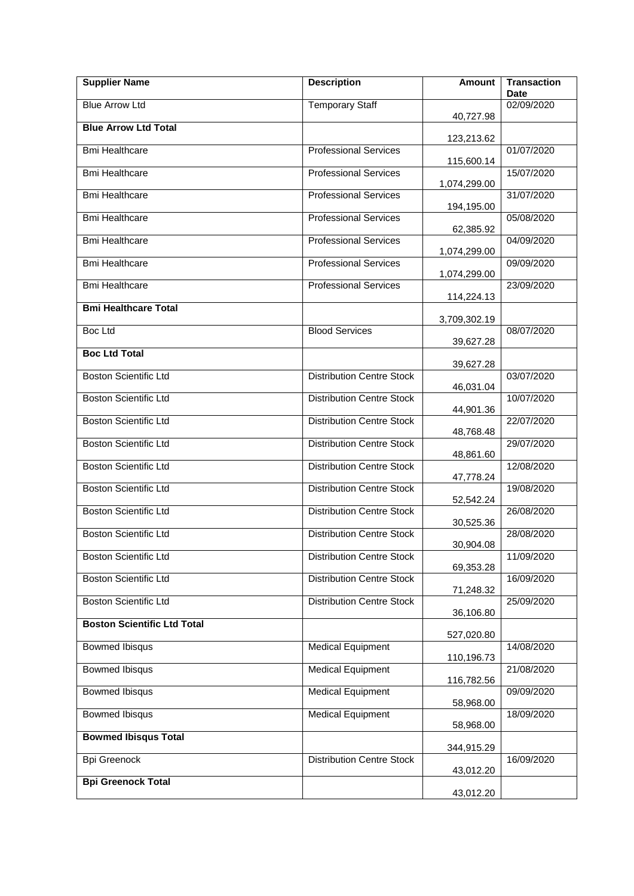| Supplier Name | Description | Amount | Transaction Date |
|---|---|---|---|
| Blue Arrow Ltd | Temporary Staff | 40,727.98 | 02/09/2020 |
| **Blue Arrow Ltd Total** | | 123,213.62 | |
| Bmi Healthcare | Professional Services | 115,600.14 | 01/07/2020 |
| Bmi Healthcare | Professional Services | 1,074,299.00 | 15/07/2020 |
| Bmi Healthcare | Professional Services | 194,195.00 | 31/07/2020 |
| Bmi Healthcare | Professional Services | 62,385.92 | 05/08/2020 |
| Bmi Healthcare | Professional Services | 1,074,299.00 | 04/09/2020 |
| Bmi Healthcare | Professional Services | 1,074,299.00 | 09/09/2020 |
| Bmi Healthcare | Professional Services | 114,224.13 | 23/09/2020 |
| **Bmi Healthcare Total** | | 3,709,302.19 | |
| Boc Ltd | Blood Services | 39,627.28 | 08/07/2020 |
| **Boc Ltd Total** | | 39,627.28 | |
| Boston Scientific Ltd | Distribution Centre Stock | 46,031.04 | 03/07/2020 |
| Boston Scientific Ltd | Distribution Centre Stock | 44,901.36 | 10/07/2020 |
| Boston Scientific Ltd | Distribution Centre Stock | 48,768.48 | 22/07/2020 |
| Boston Scientific Ltd | Distribution Centre Stock | 48,861.60 | 29/07/2020 |
| Boston Scientific Ltd | Distribution Centre Stock | 47,778.24 | 12/08/2020 |
| Boston Scientific Ltd | Distribution Centre Stock | 52,542.24 | 19/08/2020 |
| Boston Scientific Ltd | Distribution Centre Stock | 30,525.36 | 26/08/2020 |
| Boston Scientific Ltd | Distribution Centre Stock | 30,904.08 | 28/08/2020 |
| Boston Scientific Ltd | Distribution Centre Stock | 69,353.28 | 11/09/2020 |
| Boston Scientific Ltd | Distribution Centre Stock | 71,248.32 | 16/09/2020 |
| Boston Scientific Ltd | Distribution Centre Stock | 36,106.80 | 25/09/2020 |
| **Boston Scientific Ltd Total** | | 527,020.80 | |
| Bowmed Ibisqus | Medical Equipment | 110,196.73 | 14/08/2020 |
| Bowmed Ibisqus | Medical Equipment | 116,782.56 | 21/08/2020 |
| Bowmed Ibisqus | Medical Equipment | 58,968.00 | 09/09/2020 |
| Bowmed Ibisqus | Medical Equipment | 58,968.00 | 18/09/2020 |
| **Bowmed Ibisqus Total** | | 344,915.29 | |
| Bpi Greenock | Distribution Centre Stock | 43,012.20 | 16/09/2020 |
| **Bpi Greenock Total** | | 43,012.20 | |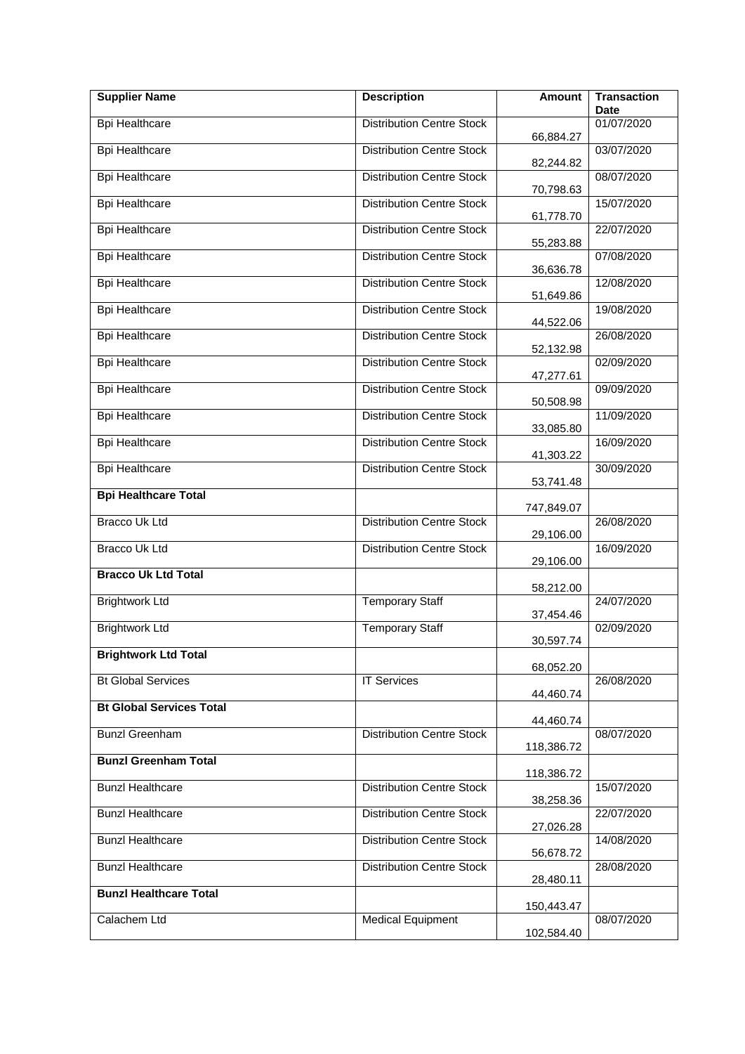| Supplier Name | Description | Amount | Transaction Date |
|---|---|---|---|
| Bpi Healthcare | Distribution Centre Stock | 66,884.27 | 01/07/2020 |
| Bpi Healthcare | Distribution Centre Stock | 82,244.82 | 03/07/2020 |
| Bpi Healthcare | Distribution Centre Stock | 70,798.63 | 08/07/2020 |
| Bpi Healthcare | Distribution Centre Stock | 61,778.70 | 15/07/2020 |
| Bpi Healthcare | Distribution Centre Stock | 55,283.88 | 22/07/2020 |
| Bpi Healthcare | Distribution Centre Stock | 36,636.78 | 07/08/2020 |
| Bpi Healthcare | Distribution Centre Stock | 51,649.86 | 12/08/2020 |
| Bpi Healthcare | Distribution Centre Stock | 44,522.06 | 19/08/2020 |
| Bpi Healthcare | Distribution Centre Stock | 52,132.98 | 26/08/2020 |
| Bpi Healthcare | Distribution Centre Stock | 47,277.61 | 02/09/2020 |
| Bpi Healthcare | Distribution Centre Stock | 50,508.98 | 09/09/2020 |
| Bpi Healthcare | Distribution Centre Stock | 33,085.80 | 11/09/2020 |
| Bpi Healthcare | Distribution Centre Stock | 41,303.22 | 16/09/2020 |
| Bpi Healthcare | Distribution Centre Stock | 53,741.48 | 30/09/2020 |
| **Bpi Healthcare Total** | | 747,849.07 | |
| Bracco Uk Ltd | Distribution Centre Stock | 29,106.00 | 26/08/2020 |
| Bracco Uk Ltd | Distribution Centre Stock | 29,106.00 | 16/09/2020 |
| **Bracco Uk Ltd Total** | | 58,212.00 | |
| Brightwork Ltd | Temporary Staff | 37,454.46 | 24/07/2020 |
| Brightwork Ltd | Temporary Staff | 30,597.74 | 02/09/2020 |
| **Brightwork Ltd Total** | | 68,052.20 | |
| Bt Global Services | IT Services | 44,460.74 | 26/08/2020 |
| **Bt Global Services Total** | | 44,460.74 | |
| Bunzl Greenham | Distribution Centre Stock | 118,386.72 | 08/07/2020 |
| **Bunzl Greenham Total** | | 118,386.72 | |
| Bunzl Healthcare | Distribution Centre Stock | 38,258.36 | 15/07/2020 |
| Bunzl Healthcare | Distribution Centre Stock | 27,026.28 | 22/07/2020 |
| Bunzl Healthcare | Distribution Centre Stock | 56,678.72 | 14/08/2020 |
| Bunzl Healthcare | Distribution Centre Stock | 28,480.11 | 28/08/2020 |
| **Bunzl Healthcare Total** | | 150,443.47 | |
| Calachem Ltd | Medical Equipment | 102,584.40 | 08/07/2020 |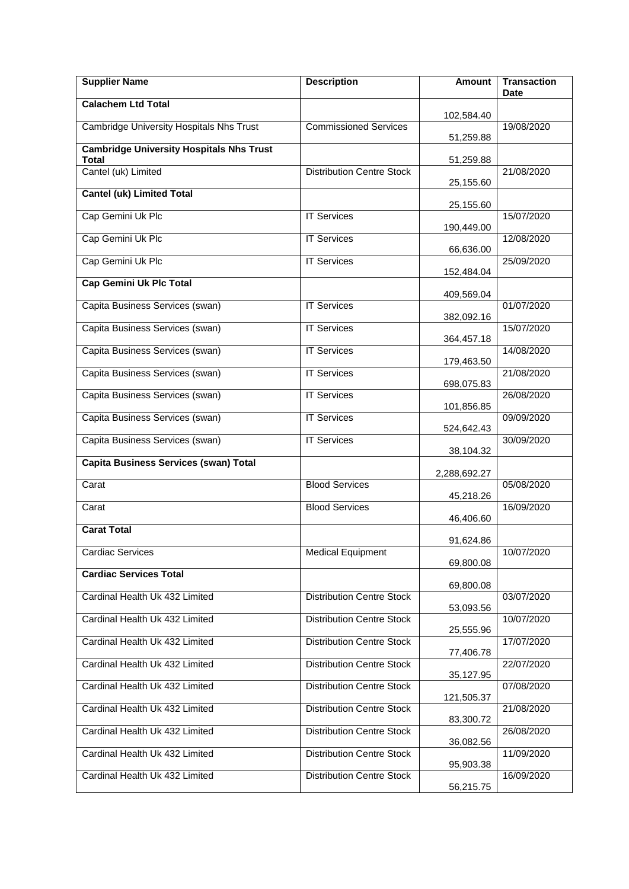| Supplier Name | Description | Amount | Transaction Date |
|---|---|---|---|
| **Calachem Ltd Total** | | 102,584.40 | |
| Cambridge University Hospitals Nhs Trust | Commissioned Services | 51,259.88 | 19/08/2020 |
| **Cambridge University Hospitals Nhs Trust Total** | | 51,259.88 | |
| Cantel (uk) Limited | Distribution Centre Stock | 25,155.60 | 21/08/2020 |
| **Cantel (uk) Limited Total** | | 25,155.60 | |
| Cap Gemini Uk Plc | IT Services | 190,449.00 | 15/07/2020 |
| Cap Gemini Uk Plc | IT Services | 66,636.00 | 12/08/2020 |
| Cap Gemini Uk Plc | IT Services | 152,484.04 | 25/09/2020 |
| **Cap Gemini Uk Plc Total** | | 409,569.04 | |
| Capita Business Services (swan) | IT Services | 382,092.16 | 01/07/2020 |
| Capita Business Services (swan) | IT Services | 364,457.18 | 15/07/2020 |
| Capita Business Services (swan) | IT Services | 179,463.50 | 14/08/2020 |
| Capita Business Services (swan) | IT Services | 698,075.83 | 21/08/2020 |
| Capita Business Services (swan) | IT Services | 101,856.85 | 26/08/2020 |
| Capita Business Services (swan) | IT Services | 524,642.43 | 09/09/2020 |
| Capita Business Services (swan) | IT Services | 38,104.32 | 30/09/2020 |
| **Capita Business Services (swan) Total** | | 2,288,692.27 | |
| Carat | Blood Services | 45,218.26 | 05/08/2020 |
| Carat | Blood Services | 46,406.60 | 16/09/2020 |
| **Carat Total** | | 91,624.86 | |
| Cardiac Services | Medical Equipment | 69,800.08 | 10/07/2020 |
| **Cardiac Services Total** | | 69,800.08 | |
| Cardinal Health Uk 432 Limited | Distribution Centre Stock | 53,093.56 | 03/07/2020 |
| Cardinal Health Uk 432 Limited | Distribution Centre Stock | 25,555.96 | 10/07/2020 |
| Cardinal Health Uk 432 Limited | Distribution Centre Stock | 77,406.78 | 17/07/2020 |
| Cardinal Health Uk 432 Limited | Distribution Centre Stock | 35,127.95 | 22/07/2020 |
| Cardinal Health Uk 432 Limited | Distribution Centre Stock | 121,505.37 | 07/08/2020 |
| Cardinal Health Uk 432 Limited | Distribution Centre Stock | 83,300.72 | 21/08/2020 |
| Cardinal Health Uk 432 Limited | Distribution Centre Stock | 36,082.56 | 26/08/2020 |
| Cardinal Health Uk 432 Limited | Distribution Centre Stock | 95,903.38 | 11/09/2020 |
| Cardinal Health Uk 432 Limited | Distribution Centre Stock | 56,215.75 | 16/09/2020 |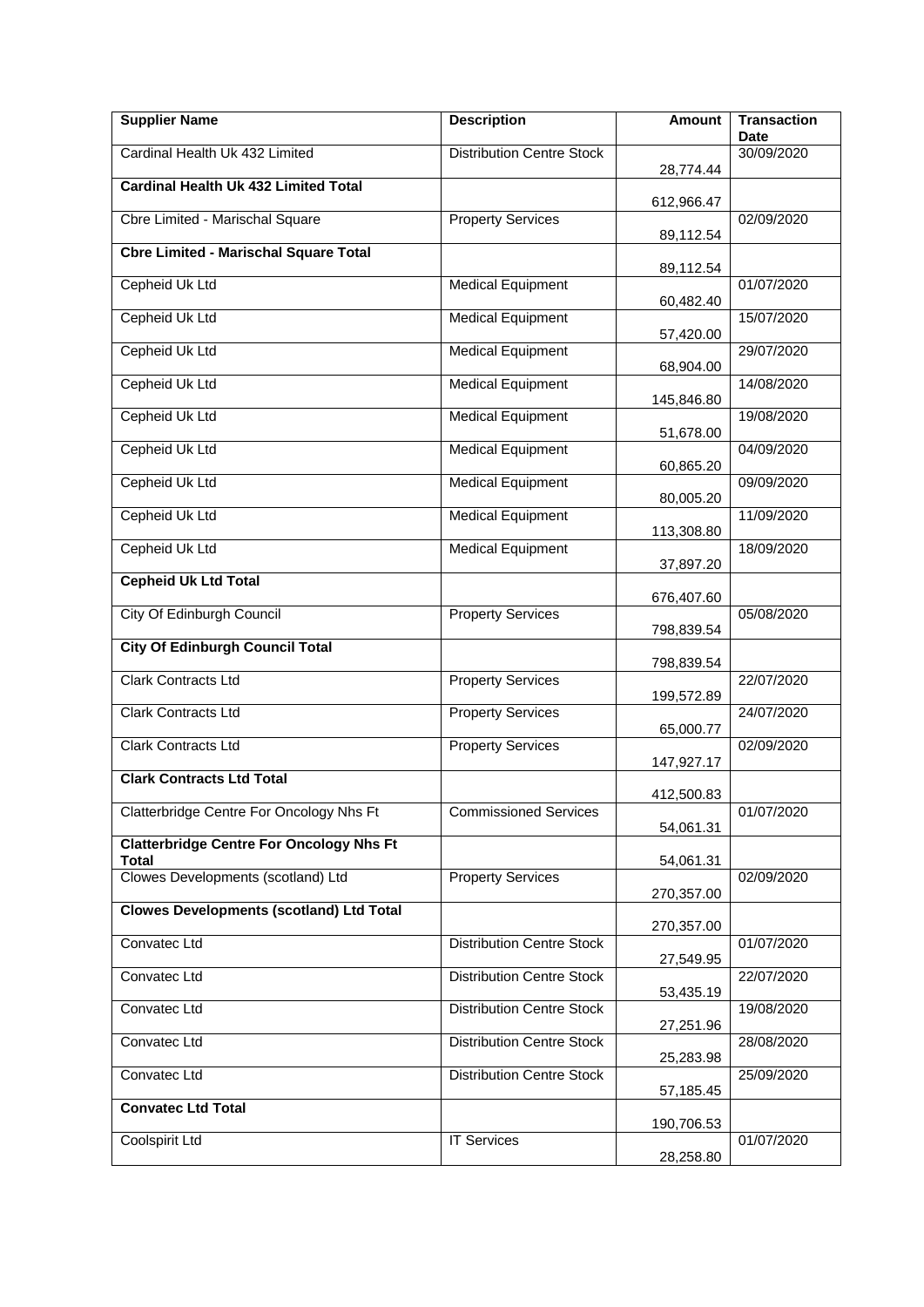| Supplier Name | Description | Amount | Transaction Date |
|---|---|---|---|
| Cardinal Health Uk 432 Limited | Distribution Centre Stock | 28,774.44 | 30/09/2020 |
| **Cardinal Health Uk 432 Limited Total** | | 612,966.47 | |
| Cbre Limited - Marischal Square | Property Services | 89,112.54 | 02/09/2020 |
| **Cbre Limited - Marischal Square Total** | | 89,112.54 | |
| Cepheid Uk Ltd | Medical Equipment | 60,482.40 | 01/07/2020 |
| Cepheid Uk Ltd | Medical Equipment | 57,420.00 | 15/07/2020 |
| Cepheid Uk Ltd | Medical Equipment | 68,904.00 | 29/07/2020 |
| Cepheid Uk Ltd | Medical Equipment | 145,846.80 | 14/08/2020 |
| Cepheid Uk Ltd | Medical Equipment | 51,678.00 | 19/08/2020 |
| Cepheid Uk Ltd | Medical Equipment | 60,865.20 | 04/09/2020 |
| Cepheid Uk Ltd | Medical Equipment | 80,005.20 | 09/09/2020 |
| Cepheid Uk Ltd | Medical Equipment | 113,308.80 | 11/09/2020 |
| Cepheid Uk Ltd | Medical Equipment | 37,897.20 | 18/09/2020 |
| **Cepheid Uk Ltd Total** | | 676,407.60 | |
| City Of Edinburgh Council | Property Services | 798,839.54 | 05/08/2020 |
| **City Of Edinburgh Council Total** | | 798,839.54 | |
| Clark Contracts Ltd | Property Services | 199,572.89 | 22/07/2020 |
| Clark Contracts Ltd | Property Services | 65,000.77 | 24/07/2020 |
| Clark Contracts Ltd | Property Services | 147,927.17 | 02/09/2020 |
| **Clark Contracts Ltd Total** | | 412,500.83 | |
| Clatterbridge Centre For Oncology Nhs Ft | Commissioned Services | 54,061.31 | 01/07/2020 |
| **Clatterbridge Centre For Oncology Nhs Ft Total** | | 54,061.31 | |
| Clowes Developments (scotland) Ltd | Property Services | 270,357.00 | 02/09/2020 |
| **Clowes Developments (scotland) Ltd Total** | | 270,357.00 | |
| Convatec Ltd | Distribution Centre Stock | 27,549.95 | 01/07/2020 |
| Convatec Ltd | Distribution Centre Stock | 53,435.19 | 22/07/2020 |
| Convatec Ltd | Distribution Centre Stock | 27,251.96 | 19/08/2020 |
| Convatec Ltd | Distribution Centre Stock | 25,283.98 | 28/08/2020 |
| Convatec Ltd | Distribution Centre Stock | 57,185.45 | 25/09/2020 |
| **Convatec Ltd Total** | | 190,706.53 | |
| Coolspirit Ltd | IT Services | 28,258.80 | 01/07/2020 |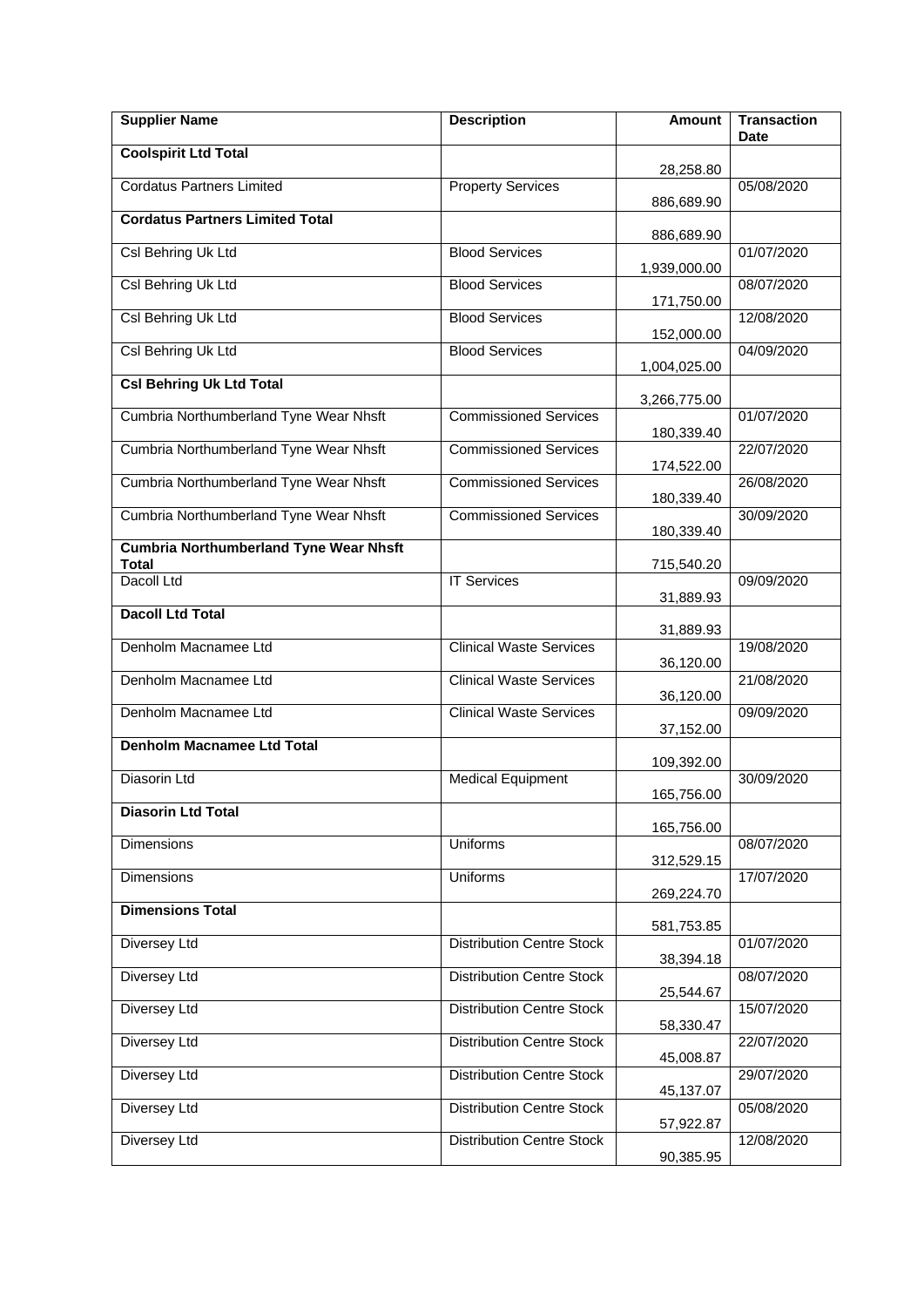| Supplier Name | Description | Amount | Transaction Date |
|---|---|---|---|
| **Coolspirit Ltd Total** | | 28,258.80 | |
| Cordatus Partners Limited | Property Services | 886,689.90 | 05/08/2020 |
| **Cordatus Partners Limited Total** | | 886,689.90 | |
| Csl Behring Uk Ltd | Blood Services | 1,939,000.00 | 01/07/2020 |
| Csl Behring Uk Ltd | Blood Services | 171,750.00 | 08/07/2020 |
| Csl Behring Uk Ltd | Blood Services | 152,000.00 | 12/08/2020 |
| Csl Behring Uk Ltd | Blood Services | 1,004,025.00 | 04/09/2020 |
| **Csl Behring Uk Ltd Total** | | 3,266,775.00 | |
| Cumbria Northumberland Tyne Wear Nhsft | Commissioned Services | 180,339.40 | 01/07/2020 |
| Cumbria Northumberland Tyne Wear Nhsft | Commissioned Services | 174,522.00 | 22/07/2020 |
| Cumbria Northumberland Tyne Wear Nhsft | Commissioned Services | 180,339.40 | 26/08/2020 |
| Cumbria Northumberland Tyne Wear Nhsft | Commissioned Services | 180,339.40 | 30/09/2020 |
| **Cumbria Northumberland Tyne Wear Nhsft Total** | | 715,540.20 | |
| Dacoll Ltd | IT Services | 31,889.93 | 09/09/2020 |
| **Dacoll Ltd Total** | | 31,889.93 | |
| Denholm Macnamee Ltd | Clinical Waste Services | 36,120.00 | 19/08/2020 |
| Denholm Macnamee Ltd | Clinical Waste Services | 36,120.00 | 21/08/2020 |
| Denholm Macnamee Ltd | Clinical Waste Services | 37,152.00 | 09/09/2020 |
| **Denholm Macnamee Ltd Total** | | 109,392.00 | |
| Diasorin Ltd | Medical Equipment | 165,756.00 | 30/09/2020 |
| **Diasorin Ltd Total** | | 165,756.00 | |
| Dimensions | Uniforms | 312,529.15 | 08/07/2020 |
| Dimensions | Uniforms | 269,224.70 | 17/07/2020 |
| **Dimensions Total** | | 581,753.85 | |
| Diversey Ltd | Distribution Centre Stock | 38,394.18 | 01/07/2020 |
| Diversey Ltd | Distribution Centre Stock | 25,544.67 | 08/07/2020 |
| Diversey Ltd | Distribution Centre Stock | 58,330.47 | 15/07/2020 |
| Diversey Ltd | Distribution Centre Stock | 45,008.87 | 22/07/2020 |
| Diversey Ltd | Distribution Centre Stock | 45,137.07 | 29/07/2020 |
| Diversey Ltd | Distribution Centre Stock | 57,922.87 | 05/08/2020 |
| Diversey Ltd | Distribution Centre Stock | 90,385.95 | 12/08/2020 |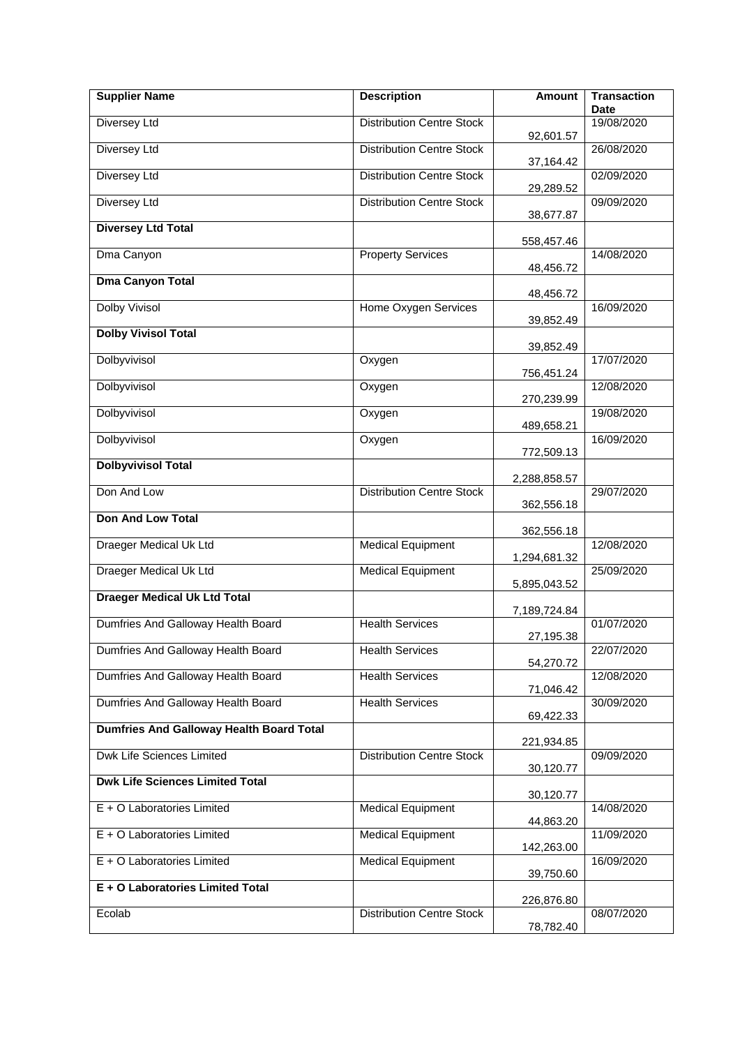| Supplier Name | Description | Amount | Transaction Date |
|---|---|---|---|
| Diversey Ltd | Distribution Centre Stock | 92,601.57 | 19/08/2020 |
| Diversey Ltd | Distribution Centre Stock | 37,164.42 | 26/08/2020 |
| Diversey Ltd | Distribution Centre Stock | 29,289.52 | 02/09/2020 |
| Diversey Ltd | Distribution Centre Stock | 38,677.87 | 09/09/2020 |
| **Diversey Ltd Total** | | 558,457.46 | |
| Dma Canyon | Property Services | 48,456.72 | 14/08/2020 |
| **Dma Canyon Total** | | 48,456.72 | |
| Dolby Vivisol | Home Oxygen Services | 39,852.49 | 16/09/2020 |
| **Dolby Vivisol Total** | | 39,852.49 | |
| Dolbyvivisol | Oxygen | 756,451.24 | 17/07/2020 |
| Dolbyvivisol | Oxygen | 270,239.99 | 12/08/2020 |
| Dolbyvivisol | Oxygen | 489,658.21 | 19/08/2020 |
| Dolbyvivisol | Oxygen | 772,509.13 | 16/09/2020 |
| **Dolbyvivisol Total** | | 2,288,858.57 | |
| Don And Low | Distribution Centre Stock | 362,556.18 | 29/07/2020 |
| **Don And Low Total** | | 362,556.18 | |
| Draeger Medical Uk Ltd | Medical Equipment | 1,294,681.32 | 12/08/2020 |
| Draeger Medical Uk Ltd | Medical Equipment | 5,895,043.52 | 25/09/2020 |
| **Draeger Medical Uk Ltd Total** | | 7,189,724.84 | |
| Dumfries And Galloway Health Board | Health Services | 27,195.38 | 01/07/2020 |
| Dumfries And Galloway Health Board | Health Services | 54,270.72 | 22/07/2020 |
| Dumfries And Galloway Health Board | Health Services | 71,046.42 | 12/08/2020 |
| Dumfries And Galloway Health Board | Health Services | 69,422.33 | 30/09/2020 |
| **Dumfries And Galloway Health Board Total** | | 221,934.85 | |
| Dwk Life Sciences Limited | Distribution Centre Stock | 30,120.77 | 09/09/2020 |
| **Dwk Life Sciences Limited Total** | | 30,120.77 | |
| E + O Laboratories Limited | Medical Equipment | 44,863.20 | 14/08/2020 |
| E + O Laboratories Limited | Medical Equipment | 142,263.00 | 11/09/2020 |
| E + O Laboratories Limited | Medical Equipment | 39,750.60 | 16/09/2020 |
| **E + O Laboratories Limited Total** | | 226,876.80 | |
| Ecolab | Distribution Centre Stock | 78,782.40 | 08/07/2020 |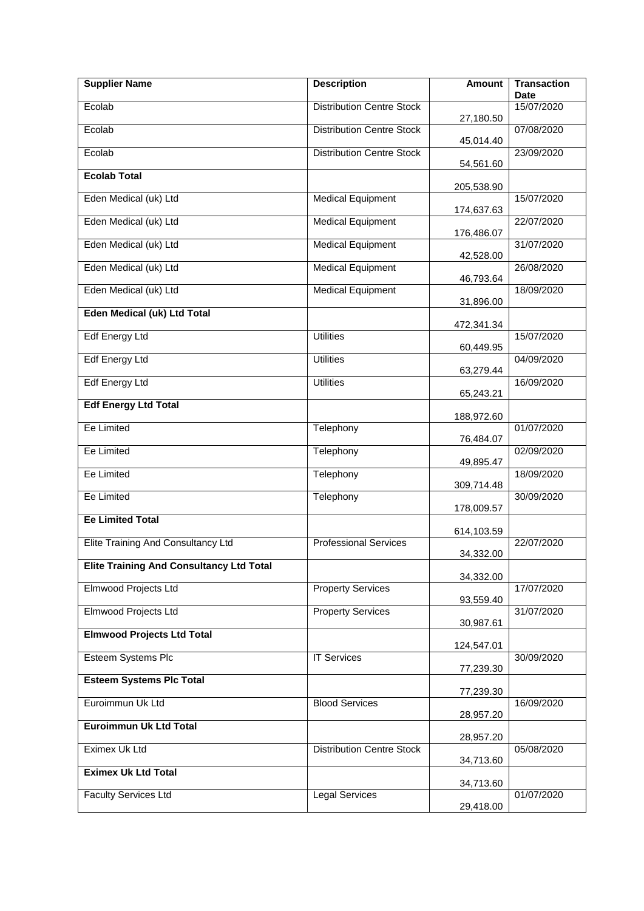| Supplier Name | Description | Amount | Transaction Date |
|---|---|---|---|
| Ecolab | Distribution Centre Stock | 27,180.50 | 15/07/2020 |
| Ecolab | Distribution Centre Stock | 45,014.40 | 07/08/2020 |
| Ecolab | Distribution Centre Stock | 54,561.60 | 23/09/2020 |
| **Ecolab Total** | | 205,538.90 | |
| Eden Medical (uk) Ltd | Medical Equipment | 174,637.63 | 15/07/2020 |
| Eden Medical (uk) Ltd | Medical Equipment | 176,486.07 | 22/07/2020 |
| Eden Medical (uk) Ltd | Medical Equipment | 42,528.00 | 31/07/2020 |
| Eden Medical (uk) Ltd | Medical Equipment | 46,793.64 | 26/08/2020 |
| Eden Medical (uk) Ltd | Medical Equipment | 31,896.00 | 18/09/2020 |
| **Eden Medical (uk) Ltd Total** | | 472,341.34 | |
| Edf Energy Ltd | Utilities | 60,449.95 | 15/07/2020 |
| Edf Energy Ltd | Utilities | 63,279.44 | 04/09/2020 |
| Edf Energy Ltd | Utilities | 65,243.21 | 16/09/2020 |
| **Edf Energy Ltd Total** | | 188,972.60 | |
| Ee Limited | Telephony | 76,484.07 | 01/07/2020 |
| Ee Limited | Telephony | 49,895.47 | 02/09/2020 |
| Ee Limited | Telephony | 309,714.48 | 18/09/2020 |
| Ee Limited | Telephony | 178,009.57 | 30/09/2020 |
| **Ee Limited Total** | | 614,103.59 | |
| Elite Training And Consultancy Ltd | Professional Services | 34,332.00 | 22/07/2020 |
| **Elite Training And Consultancy Ltd Total** | | 34,332.00 | |
| Elmwood Projects Ltd | Property Services | 93,559.40 | 17/07/2020 |
| Elmwood Projects Ltd | Property Services | 30,987.61 | 31/07/2020 |
| **Elmwood Projects Ltd Total** | | 124,547.01 | |
| Esteem Systems Plc | IT Services | 77,239.30 | 30/09/2020 |
| **Esteem Systems Plc Total** | | 77,239.30 | |
| Euroimmun Uk Ltd | Blood Services | 28,957.20 | 16/09/2020 |
| **Euroimmun Uk Ltd Total** | | 28,957.20 | |
| Eximex Uk Ltd | Distribution Centre Stock | 34,713.60 | 05/08/2020 |
| **Eximex Uk Ltd Total** | | 34,713.60 | |
| Faculty Services Ltd | Legal Services | 29,418.00 | 01/07/2020 |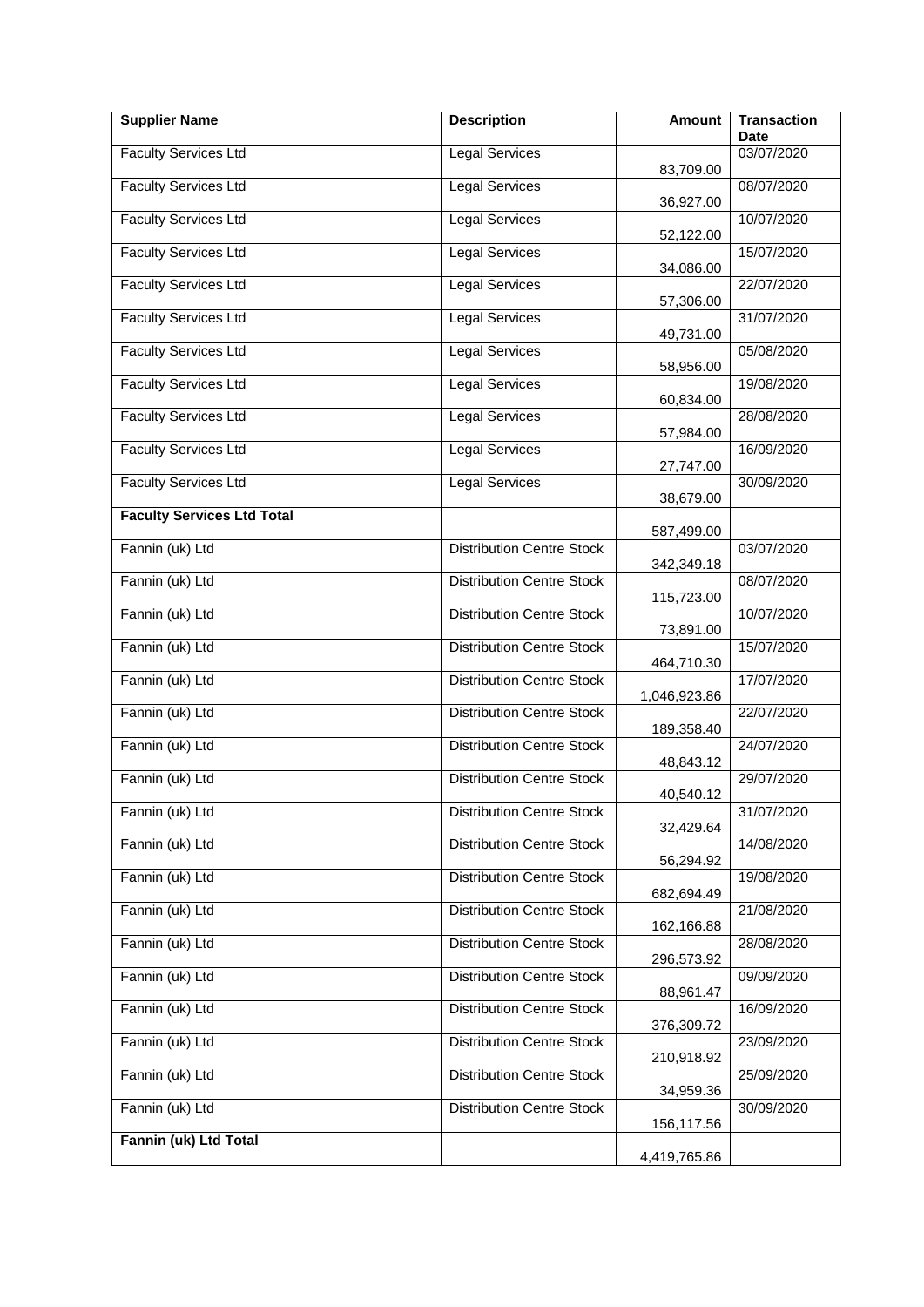| Supplier Name | Description | Amount | Transaction Date |
|---|---|---|---|
| Faculty Services Ltd | Legal Services | 83,709.00 | 03/07/2020 |
| Faculty Services Ltd | Legal Services | 36,927.00 | 08/07/2020 |
| Faculty Services Ltd | Legal Services | 52,122.00 | 10/07/2020 |
| Faculty Services Ltd | Legal Services | 34,086.00 | 15/07/2020 |
| Faculty Services Ltd | Legal Services | 57,306.00 | 22/07/2020 |
| Faculty Services Ltd | Legal Services | 49,731.00 | 31/07/2020 |
| Faculty Services Ltd | Legal Services | 58,956.00 | 05/08/2020 |
| Faculty Services Ltd | Legal Services | 60,834.00 | 19/08/2020 |
| Faculty Services Ltd | Legal Services | 57,984.00 | 28/08/2020 |
| Faculty Services Ltd | Legal Services | 27,747.00 | 16/09/2020 |
| Faculty Services Ltd | Legal Services | 38,679.00 | 30/09/2020 |
| **Faculty Services Ltd Total** | | 587,499.00 | |
| Fannin (uk) Ltd | Distribution Centre Stock | 342,349.18 | 03/07/2020 |
| Fannin (uk) Ltd | Distribution Centre Stock | 115,723.00 | 08/07/2020 |
| Fannin (uk) Ltd | Distribution Centre Stock | 73,891.00 | 10/07/2020 |
| Fannin (uk) Ltd | Distribution Centre Stock | 464,710.30 | 15/07/2020 |
| Fannin (uk) Ltd | Distribution Centre Stock | 1,046,923.86 | 17/07/2020 |
| Fannin (uk) Ltd | Distribution Centre Stock | 189,358.40 | 22/07/2020 |
| Fannin (uk) Ltd | Distribution Centre Stock | 48,843.12 | 24/07/2020 |
| Fannin (uk) Ltd | Distribution Centre Stock | 40,540.12 | 29/07/2020 |
| Fannin (uk) Ltd | Distribution Centre Stock | 32,429.64 | 31/07/2020 |
| Fannin (uk) Ltd | Distribution Centre Stock | 56,294.92 | 14/08/2020 |
| Fannin (uk) Ltd | Distribution Centre Stock | 682,694.49 | 19/08/2020 |
| Fannin (uk) Ltd | Distribution Centre Stock | 162,166.88 | 21/08/2020 |
| Fannin (uk) Ltd | Distribution Centre Stock | 296,573.92 | 28/08/2020 |
| Fannin (uk) Ltd | Distribution Centre Stock | 88,961.47 | 09/09/2020 |
| Fannin (uk) Ltd | Distribution Centre Stock | 376,309.72 | 16/09/2020 |
| Fannin (uk) Ltd | Distribution Centre Stock | 210,918.92 | 23/09/2020 |
| Fannin (uk) Ltd | Distribution Centre Stock | 34,959.36 | 25/09/2020 |
| Fannin (uk) Ltd | Distribution Centre Stock | 156,117.56 | 30/09/2020 |
| **Fannin (uk) Ltd Total** | | 4,419,765.86 | |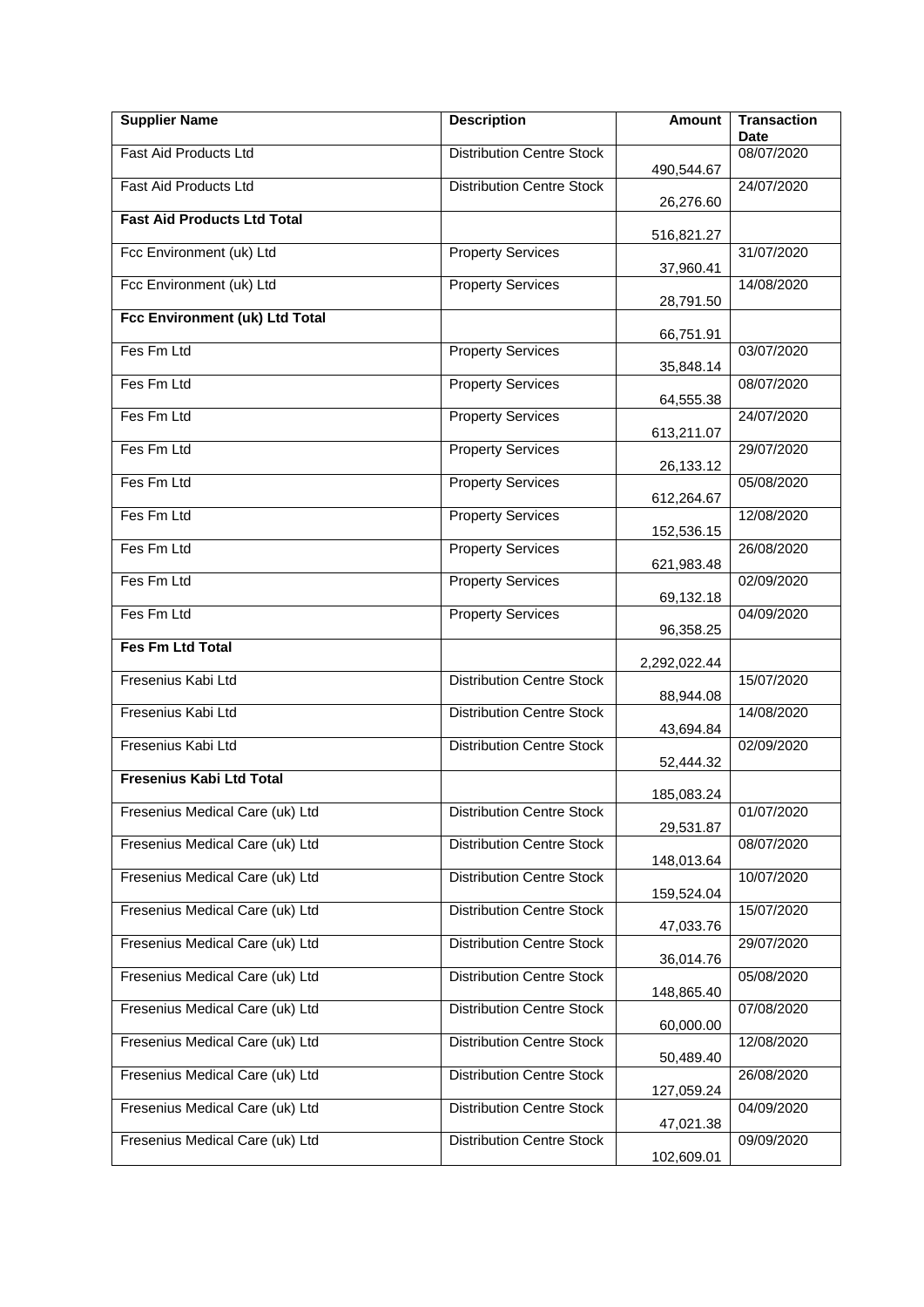| Supplier Name | Description | Amount | Transaction Date |
|---|---|---|---|
| Fast Aid Products Ltd | Distribution Centre Stock | 490,544.67 | 08/07/2020 |
| Fast Aid Products Ltd | Distribution Centre Stock | 26,276.60 | 24/07/2020 |
| **Fast Aid Products Ltd Total** | | 516,821.27 | |
| Fcc Environment (uk) Ltd | Property Services | 37,960.41 | 31/07/2020 |
| Fcc Environment (uk) Ltd | Property Services | 28,791.50 | 14/08/2020 |
| **Fcc Environment (uk) Ltd Total** | | 66,751.91 | |
| Fes Fm Ltd | Property Services | 35,848.14 | 03/07/2020 |
| Fes Fm Ltd | Property Services | 64,555.38 | 08/07/2020 |
| Fes Fm Ltd | Property Services | 613,211.07 | 24/07/2020 |
| Fes Fm Ltd | Property Services | 26,133.12 | 29/07/2020 |
| Fes Fm Ltd | Property Services | 612,264.67 | 05/08/2020 |
| Fes Fm Ltd | Property Services | 152,536.15 | 12/08/2020 |
| Fes Fm Ltd | Property Services | 621,983.48 | 26/08/2020 |
| Fes Fm Ltd | Property Services | 69,132.18 | 02/09/2020 |
| Fes Fm Ltd | Property Services | 96,358.25 | 04/09/2020 |
| **Fes Fm Ltd Total** | | 2,292,022.44 | |
| Fresenius Kabi Ltd | Distribution Centre Stock | 88,944.08 | 15/07/2020 |
| Fresenius Kabi Ltd | Distribution Centre Stock | 43,694.84 | 14/08/2020 |
| Fresenius Kabi Ltd | Distribution Centre Stock | 52,444.32 | 02/09/2020 |
| **Fresenius Kabi Ltd Total** | | 185,083.24 | |
| Fresenius Medical Care (uk) Ltd | Distribution Centre Stock | 29,531.87 | 01/07/2020 |
| Fresenius Medical Care (uk) Ltd | Distribution Centre Stock | 148,013.64 | 08/07/2020 |
| Fresenius Medical Care (uk) Ltd | Distribution Centre Stock | 159,524.04 | 10/07/2020 |
| Fresenius Medical Care (uk) Ltd | Distribution Centre Stock | 47,033.76 | 15/07/2020 |
| Fresenius Medical Care (uk) Ltd | Distribution Centre Stock | 36,014.76 | 29/07/2020 |
| Fresenius Medical Care (uk) Ltd | Distribution Centre Stock | 148,865.40 | 05/08/2020 |
| Fresenius Medical Care (uk) Ltd | Distribution Centre Stock | 60,000.00 | 07/08/2020 |
| Fresenius Medical Care (uk) Ltd | Distribution Centre Stock | 50,489.40 | 12/08/2020 |
| Fresenius Medical Care (uk) Ltd | Distribution Centre Stock | 127,059.24 | 26/08/2020 |
| Fresenius Medical Care (uk) Ltd | Distribution Centre Stock | 47,021.38 | 04/09/2020 |
| Fresenius Medical Care (uk) Ltd | Distribution Centre Stock | 102,609.01 | 09/09/2020 |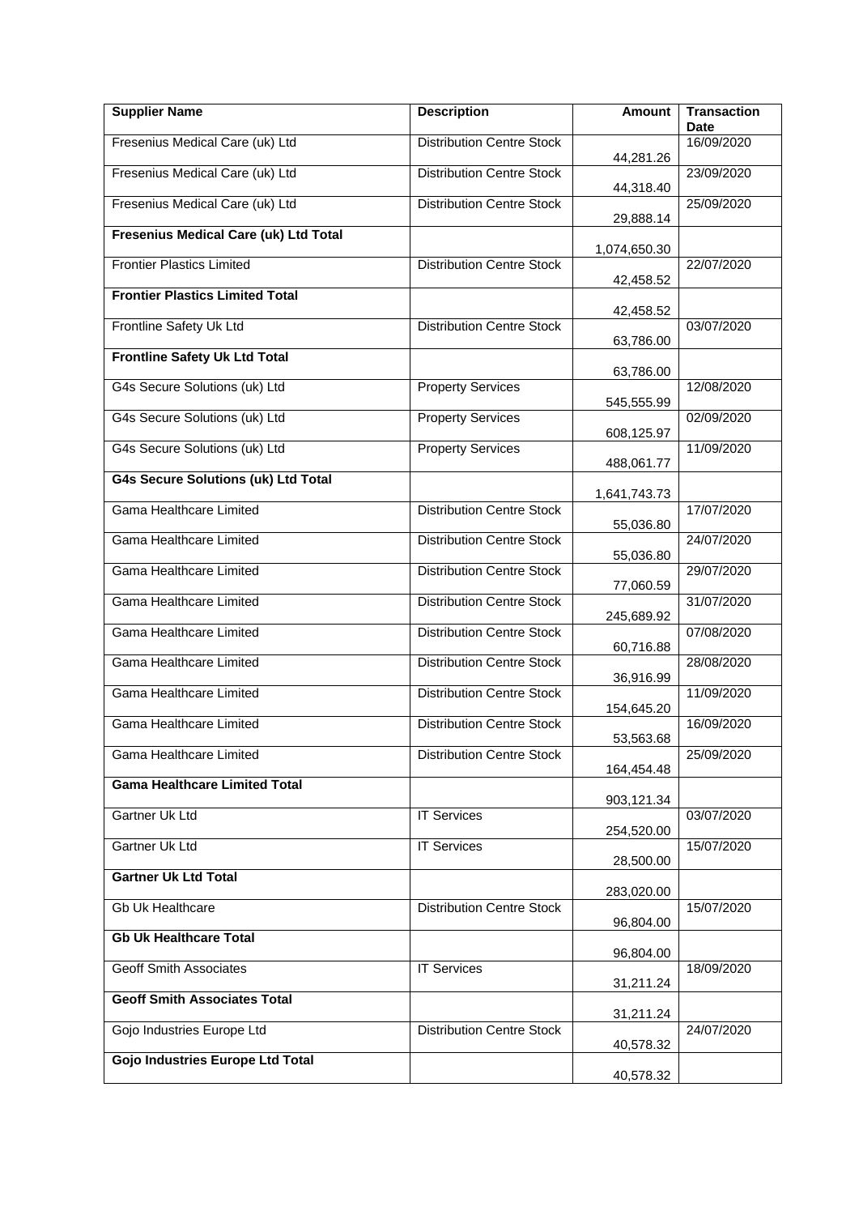| Supplier Name | Description | Amount | Transaction Date |
|---|---|---|---|
| Fresenius Medical Care (uk) Ltd | Distribution Centre Stock | 44,281.26 | 16/09/2020 |
| Fresenius Medical Care (uk) Ltd | Distribution Centre Stock | 44,318.40 | 23/09/2020 |
| Fresenius Medical Care (uk) Ltd | Distribution Centre Stock | 29,888.14 | 25/09/2020 |
| **Fresenius Medical Care (uk) Ltd Total** | | 1,074,650.30 | |
| Frontier Plastics Limited | Distribution Centre Stock | 42,458.52 | 22/07/2020 |
| **Frontier Plastics Limited Total** | | 42,458.52 | |
| Frontline Safety Uk Ltd | Distribution Centre Stock | 63,786.00 | 03/07/2020 |
| **Frontline Safety Uk Ltd Total** | | 63,786.00 | |
| G4s Secure Solutions (uk) Ltd | Property Services | 545,555.99 | 12/08/2020 |
| G4s Secure Solutions (uk) Ltd | Property Services | 608,125.97 | 02/09/2020 |
| G4s Secure Solutions (uk) Ltd | Property Services | 488,061.77 | 11/09/2020 |
| **G4s Secure Solutions (uk) Ltd Total** | | 1,641,743.73 | |
| Gama Healthcare Limited | Distribution Centre Stock | 55,036.80 | 17/07/2020 |
| Gama Healthcare Limited | Distribution Centre Stock | 55,036.80 | 24/07/2020 |
| Gama Healthcare Limited | Distribution Centre Stock | 77,060.59 | 29/07/2020 |
| Gama Healthcare Limited | Distribution Centre Stock | 245,689.92 | 31/07/2020 |
| Gama Healthcare Limited | Distribution Centre Stock | 60,716.88 | 07/08/2020 |
| Gama Healthcare Limited | Distribution Centre Stock | 36,916.99 | 28/08/2020 |
| Gama Healthcare Limited | Distribution Centre Stock | 154,645.20 | 11/09/2020 |
| Gama Healthcare Limited | Distribution Centre Stock | 53,563.68 | 16/09/2020 |
| Gama Healthcare Limited | Distribution Centre Stock | 164,454.48 | 25/09/2020 |
| **Gama Healthcare Limited Total** | | 903,121.34 | |
| Gartner Uk Ltd | IT Services | 254,520.00 | 03/07/2020 |
| Gartner Uk Ltd | IT Services | 28,500.00 | 15/07/2020 |
| **Gartner Uk Ltd Total** | | 283,020.00 | |
| Gb Uk Healthcare | Distribution Centre Stock | 96,804.00 | 15/07/2020 |
| **Gb Uk Healthcare Total** | | 96,804.00 | |
| Geoff Smith Associates | IT Services | 31,211.24 | 18/09/2020 |
| **Geoff Smith Associates Total** | | 31,211.24 | |
| Gojo Industries Europe Ltd | Distribution Centre Stock | 40,578.32 | 24/07/2020 |
| **Gojo Industries Europe Ltd Total** | | 40,578.32 | |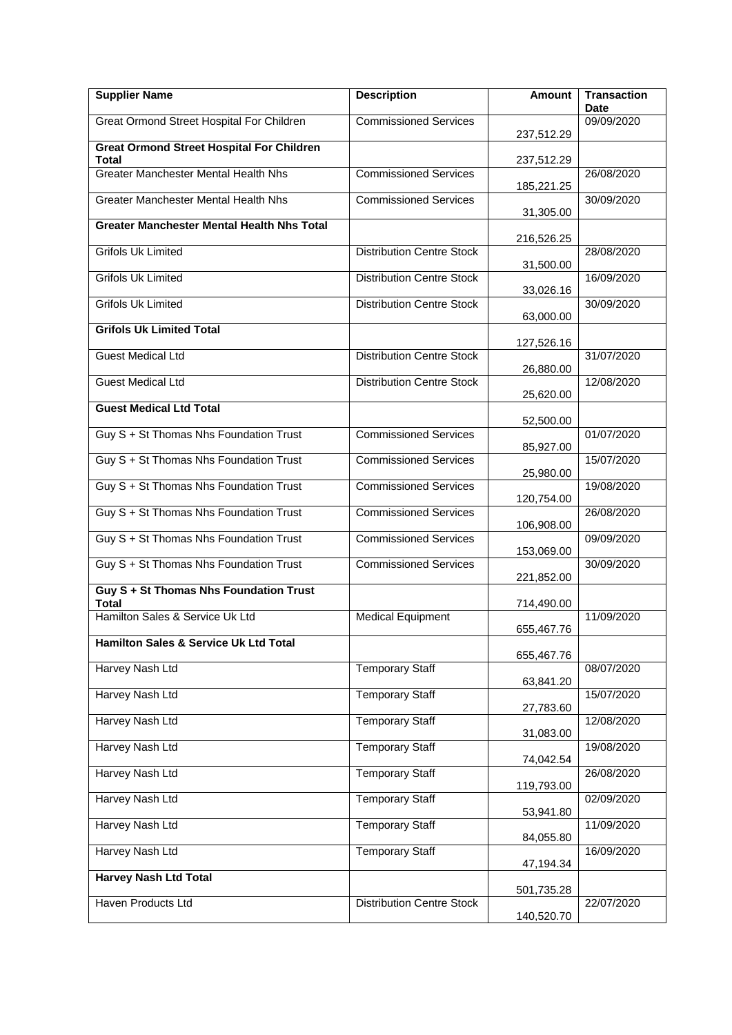| Supplier Name | Description | Amount | Transaction Date |
|---|---|---|---|
| Great Ormond Street Hospital For Children | Commissioned Services | 237,512.29 | 09/09/2020 |
| **Great Ormond Street Hospital For Children Total** | | 237,512.29 | |
| Greater Manchester Mental Health Nhs | Commissioned Services | 185,221.25 | 26/08/2020 |
| Greater Manchester Mental Health Nhs | Commissioned Services | 31,305.00 | 30/09/2020 |
| **Greater Manchester Mental Health Nhs Total** | | 216,526.25 | |
| Grifols Uk Limited | Distribution Centre Stock | 31,500.00 | 28/08/2020 |
| Grifols Uk Limited | Distribution Centre Stock | 33,026.16 | 16/09/2020 |
| Grifols Uk Limited | Distribution Centre Stock | 63,000.00 | 30/09/2020 |
| **Grifols Uk Limited Total** | | 127,526.16 | |
| Guest Medical Ltd | Distribution Centre Stock | 26,880.00 | 31/07/2020 |
| Guest Medical Ltd | Distribution Centre Stock | 25,620.00 | 12/08/2020 |
| **Guest Medical Ltd Total** | | 52,500.00 | |
| Guy S + St Thomas Nhs Foundation Trust | Commissioned Services | 85,927.00 | 01/07/2020 |
| Guy S + St Thomas Nhs Foundation Trust | Commissioned Services | 25,980.00 | 15/07/2020 |
| Guy S + St Thomas Nhs Foundation Trust | Commissioned Services | 120,754.00 | 19/08/2020 |
| Guy S + St Thomas Nhs Foundation Trust | Commissioned Services | 106,908.00 | 26/08/2020 |
| Guy S + St Thomas Nhs Foundation Trust | Commissioned Services | 153,069.00 | 09/09/2020 |
| Guy S + St Thomas Nhs Foundation Trust | Commissioned Services | 221,852.00 | 30/09/2020 |
| **Guy S + St Thomas Nhs Foundation Trust Total** | | 714,490.00 | |
| Hamilton Sales & Service Uk Ltd | Medical Equipment | 655,467.76 | 11/09/2020 |
| **Hamilton Sales & Service Uk Ltd Total** | | 655,467.76 | |
| Harvey Nash Ltd | Temporary Staff | 63,841.20 | 08/07/2020 |
| Harvey Nash Ltd | Temporary Staff | 27,783.60 | 15/07/2020 |
| Harvey Nash Ltd | Temporary Staff | 31,083.00 | 12/08/2020 |
| Harvey Nash Ltd | Temporary Staff | 74,042.54 | 19/08/2020 |
| Harvey Nash Ltd | Temporary Staff | 119,793.00 | 26/08/2020 |
| Harvey Nash Ltd | Temporary Staff | 53,941.80 | 02/09/2020 |
| Harvey Nash Ltd | Temporary Staff | 84,055.80 | 11/09/2020 |
| Harvey Nash Ltd | Temporary Staff | 47,194.34 | 16/09/2020 |
| **Harvey Nash Ltd Total** | | 501,735.28 | |
| Haven Products Ltd | Distribution Centre Stock | 140,520.70 | 22/07/2020 |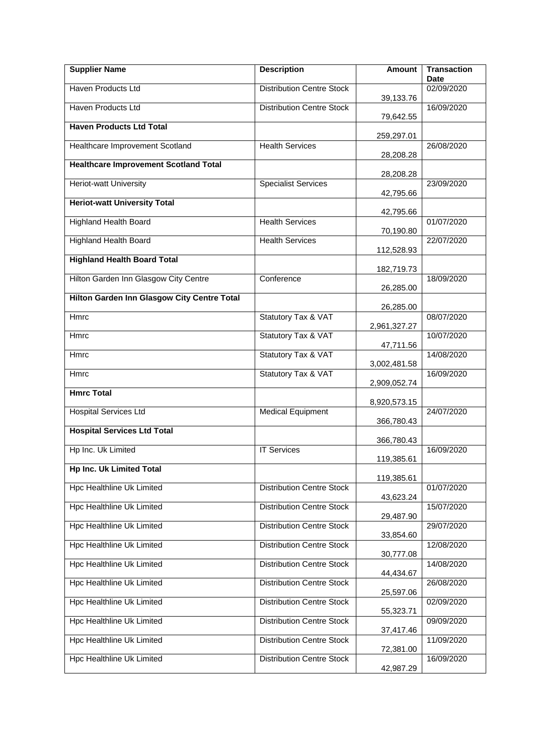| Supplier Name | Description | Amount | Transaction Date |
|---|---|---|---|
| Haven Products Ltd | Distribution Centre Stock | 39,133.76 | 02/09/2020 |
| Haven Products Ltd | Distribution Centre Stock | 79,642.55 | 16/09/2020 |
| **Haven Products Ltd Total** | | 259,297.01 | |
| Healthcare Improvement Scotland | Health Services | 28,208.28 | 26/08/2020 |
| **Healthcare Improvement Scotland Total** | | 28,208.28 | |
| Heriot-watt University | Specialist Services | 42,795.66 | 23/09/2020 |
| **Heriot-watt University Total** | | 42,795.66 | |
| Highland Health Board | Health Services | 70,190.80 | 01/07/2020 |
| Highland Health Board | Health Services | 112,528.93 | 22/07/2020 |
| **Highland Health Board Total** | | 182,719.73 | |
| Hilton Garden Inn Glasgow City Centre | Conference | 26,285.00 | 18/09/2020 |
| **Hilton Garden Inn Glasgow City Centre Total** | | 26,285.00 | |
| Hmrc | Statutory Tax & VAT | 2,961,327.27 | 08/07/2020 |
| Hmrc | Statutory Tax & VAT | 47,711.56 | 10/07/2020 |
| Hmrc | Statutory Tax & VAT | 3,002,481.58 | 14/08/2020 |
| Hmrc | Statutory Tax & VAT | 2,909,052.74 | 16/09/2020 |
| **Hmrc Total** | | 8,920,573.15 | |
| Hospital Services Ltd | Medical Equipment | 366,780.43 | 24/07/2020 |
| **Hospital Services Ltd Total** | | 366,780.43 | |
| Hp Inc. Uk Limited | IT Services | 119,385.61 | 16/09/2020 |
| **Hp Inc. Uk Limited Total** | | 119,385.61 | |
| Hpc Healthline Uk Limited | Distribution Centre Stock | 43,623.24 | 01/07/2020 |
| Hpc Healthline Uk Limited | Distribution Centre Stock | 29,487.90 | 15/07/2020 |
| Hpc Healthline Uk Limited | Distribution Centre Stock | 33,854.60 | 29/07/2020 |
| Hpc Healthline Uk Limited | Distribution Centre Stock | 30,777.08 | 12/08/2020 |
| Hpc Healthline Uk Limited | Distribution Centre Stock | 44,434.67 | 14/08/2020 |
| Hpc Healthline Uk Limited | Distribution Centre Stock | 25,597.06 | 26/08/2020 |
| Hpc Healthline Uk Limited | Distribution Centre Stock | 55,323.71 | 02/09/2020 |
| Hpc Healthline Uk Limited | Distribution Centre Stock | 37,417.46 | 09/09/2020 |
| Hpc Healthline Uk Limited | Distribution Centre Stock | 72,381.00 | 11/09/2020 |
| Hpc Healthline Uk Limited | Distribution Centre Stock | 42,987.29 | 16/09/2020 |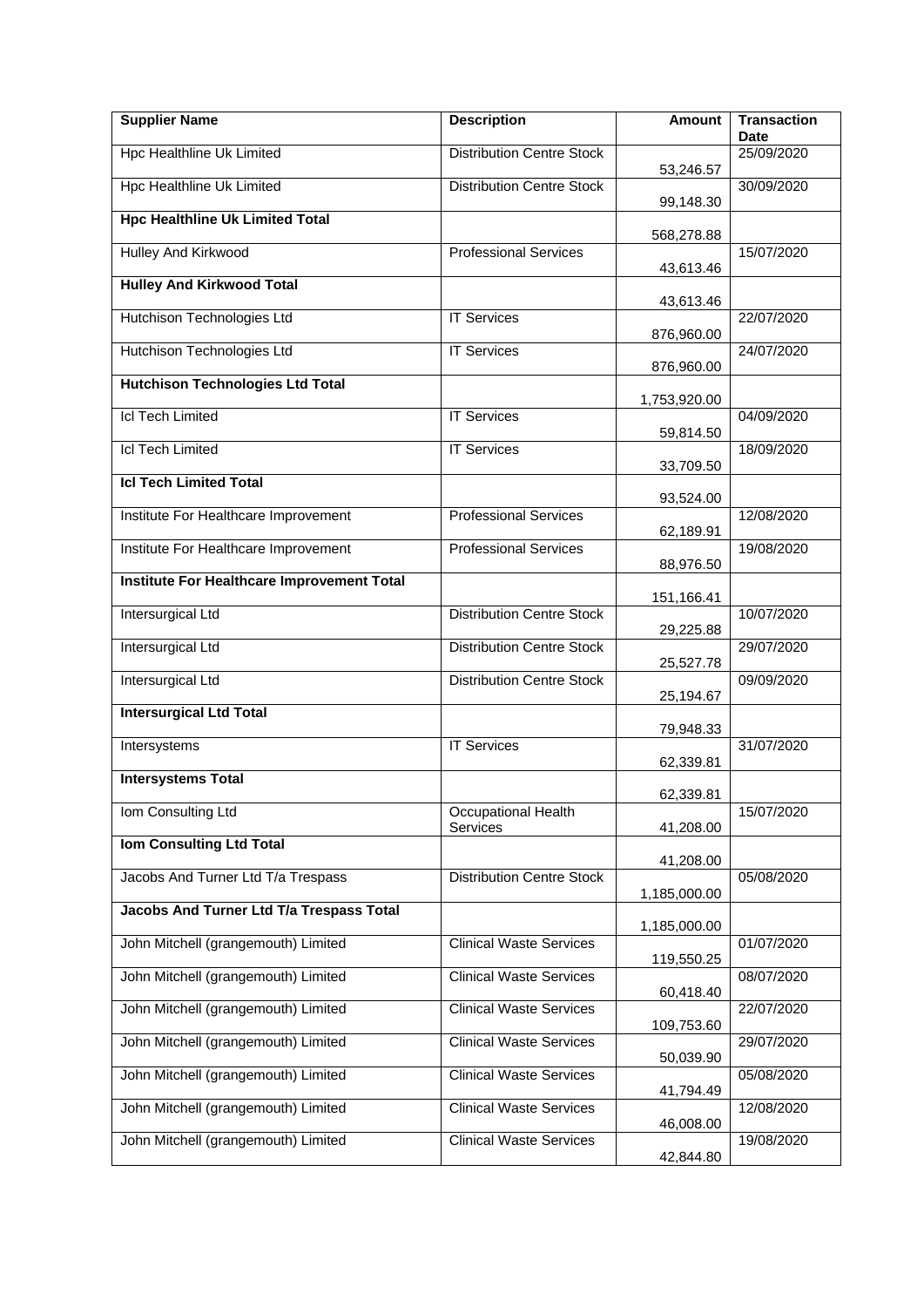| Supplier Name | Description | Amount | Transaction Date |
|---|---|---|---|
| Hpc Healthline Uk Limited | Distribution Centre Stock | 53,246.57 | 25/09/2020 |
| Hpc Healthline Uk Limited | Distribution Centre Stock | 99,148.30 | 30/09/2020 |
| **Hpc Healthline Uk Limited Total** | | 568,278.88 | |
| Hulley And Kirkwood | Professional Services | 43,613.46 | 15/07/2020 |
| **Hulley And Kirkwood Total** | | 43,613.46 | |
| Hutchison Technologies Ltd | IT Services | 876,960.00 | 22/07/2020 |
| Hutchison Technologies Ltd | IT Services | 876,960.00 | 24/07/2020 |
| **Hutchison Technologies Ltd Total** | | 1,753,920.00 | |
| Icl Tech Limited | IT Services | 59,814.50 | 04/09/2020 |
| Icl Tech Limited | IT Services | 33,709.50 | 18/09/2020 |
| **Icl Tech Limited Total** | | 93,524.00 | |
| Institute For Healthcare Improvement | Professional Services | 62,189.91 | 12/08/2020 |
| Institute For Healthcare Improvement | Professional Services | 88,976.50 | 19/08/2020 |
| **Institute For Healthcare Improvement Total** | | 151,166.41 | |
| Intersurgical Ltd | Distribution Centre Stock | 29,225.88 | 10/07/2020 |
| Intersurgical Ltd | Distribution Centre Stock | 25,527.78 | 29/07/2020 |
| Intersurgical Ltd | Distribution Centre Stock | 25,194.67 | 09/09/2020 |
| **Intersurgical Ltd Total** | | 79,948.33 | |
| Intersystems | IT Services | 62,339.81 | 31/07/2020 |
| **Intersystems Total** | | 62,339.81 | |
| Iom Consulting Ltd | Occupational Health Services | 41,208.00 | 15/07/2020 |
| **Iom Consulting Ltd Total** | | 41,208.00 | |
| Jacobs And Turner Ltd T/a Trespass | Distribution Centre Stock | 1,185,000.00 | 05/08/2020 |
| **Jacobs And Turner Ltd T/a Trespass Total** | | 1,185,000.00 | |
| John Mitchell (grangemouth) Limited | Clinical Waste Services | 119,550.25 | 01/07/2020 |
| John Mitchell (grangemouth) Limited | Clinical Waste Services | 60,418.40 | 08/07/2020 |
| John Mitchell (grangemouth) Limited | Clinical Waste Services | 109,753.60 | 22/07/2020 |
| John Mitchell (grangemouth) Limited | Clinical Waste Services | 50,039.90 | 29/07/2020 |
| John Mitchell (grangemouth) Limited | Clinical Waste Services | 41,794.49 | 05/08/2020 |
| John Mitchell (grangemouth) Limited | Clinical Waste Services | 46,008.00 | 12/08/2020 |
| John Mitchell (grangemouth) Limited | Clinical Waste Services | 42,844.80 | 19/08/2020 |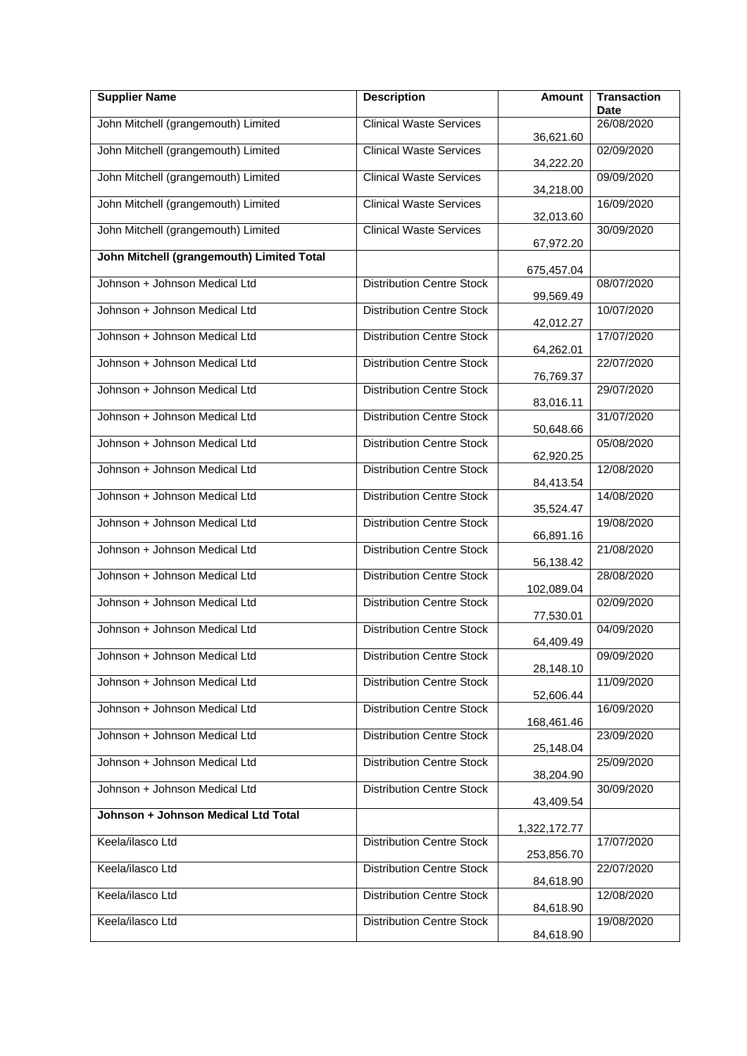| Supplier Name | Description | Amount | Transaction Date |
|---|---|---|---|
| John Mitchell (grangemouth) Limited | Clinical Waste Services | 36,621.60 | 26/08/2020 |
| John Mitchell (grangemouth) Limited | Clinical Waste Services | 34,222.20 | 02/09/2020 |
| John Mitchell (grangemouth) Limited | Clinical Waste Services | 34,218.00 | 09/09/2020 |
| John Mitchell (grangemouth) Limited | Clinical Waste Services | 32,013.60 | 16/09/2020 |
| John Mitchell (grangemouth) Limited | Clinical Waste Services | 67,972.20 | 30/09/2020 |
| **John Mitchell (grangemouth) Limited Total** | | 675,457.04 | |
| Johnson + Johnson Medical Ltd | Distribution Centre Stock | 99,569.49 | 08/07/2020 |
| Johnson + Johnson Medical Ltd | Distribution Centre Stock | 42,012.27 | 10/07/2020 |
| Johnson + Johnson Medical Ltd | Distribution Centre Stock | 64,262.01 | 17/07/2020 |
| Johnson + Johnson Medical Ltd | Distribution Centre Stock | 76,769.37 | 22/07/2020 |
| Johnson + Johnson Medical Ltd | Distribution Centre Stock | 83,016.11 | 29/07/2020 |
| Johnson + Johnson Medical Ltd | Distribution Centre Stock | 50,648.66 | 31/07/2020 |
| Johnson + Johnson Medical Ltd | Distribution Centre Stock | 62,920.25 | 05/08/2020 |
| Johnson + Johnson Medical Ltd | Distribution Centre Stock | 84,413.54 | 12/08/2020 |
| Johnson + Johnson Medical Ltd | Distribution Centre Stock | 35,524.47 | 14/08/2020 |
| Johnson + Johnson Medical Ltd | Distribution Centre Stock | 66,891.16 | 19/08/2020 |
| Johnson + Johnson Medical Ltd | Distribution Centre Stock | 56,138.42 | 21/08/2020 |
| Johnson + Johnson Medical Ltd | Distribution Centre Stock | 102,089.04 | 28/08/2020 |
| Johnson + Johnson Medical Ltd | Distribution Centre Stock | 77,530.01 | 02/09/2020 |
| Johnson + Johnson Medical Ltd | Distribution Centre Stock | 64,409.49 | 04/09/2020 |
| Johnson + Johnson Medical Ltd | Distribution Centre Stock | 28,148.10 | 09/09/2020 |
| Johnson + Johnson Medical Ltd | Distribution Centre Stock | 52,606.44 | 11/09/2020 |
| Johnson + Johnson Medical Ltd | Distribution Centre Stock | 168,461.46 | 16/09/2020 |
| Johnson + Johnson Medical Ltd | Distribution Centre Stock | 25,148.04 | 23/09/2020 |
| Johnson + Johnson Medical Ltd | Distribution Centre Stock | 38,204.90 | 25/09/2020 |
| Johnson + Johnson Medical Ltd | Distribution Centre Stock | 43,409.54 | 30/09/2020 |
| **Johnson + Johnson Medical Ltd Total** | | 1,322,172.77 | |
| Keela/ilasco Ltd | Distribution Centre Stock | 253,856.70 | 17/07/2020 |
| Keela/ilasco Ltd | Distribution Centre Stock | 84,618.90 | 22/07/2020 |
| Keela/ilasco Ltd | Distribution Centre Stock | 84,618.90 | 12/08/2020 |
| Keela/ilasco Ltd | Distribution Centre Stock | 84,618.90 | 19/08/2020 |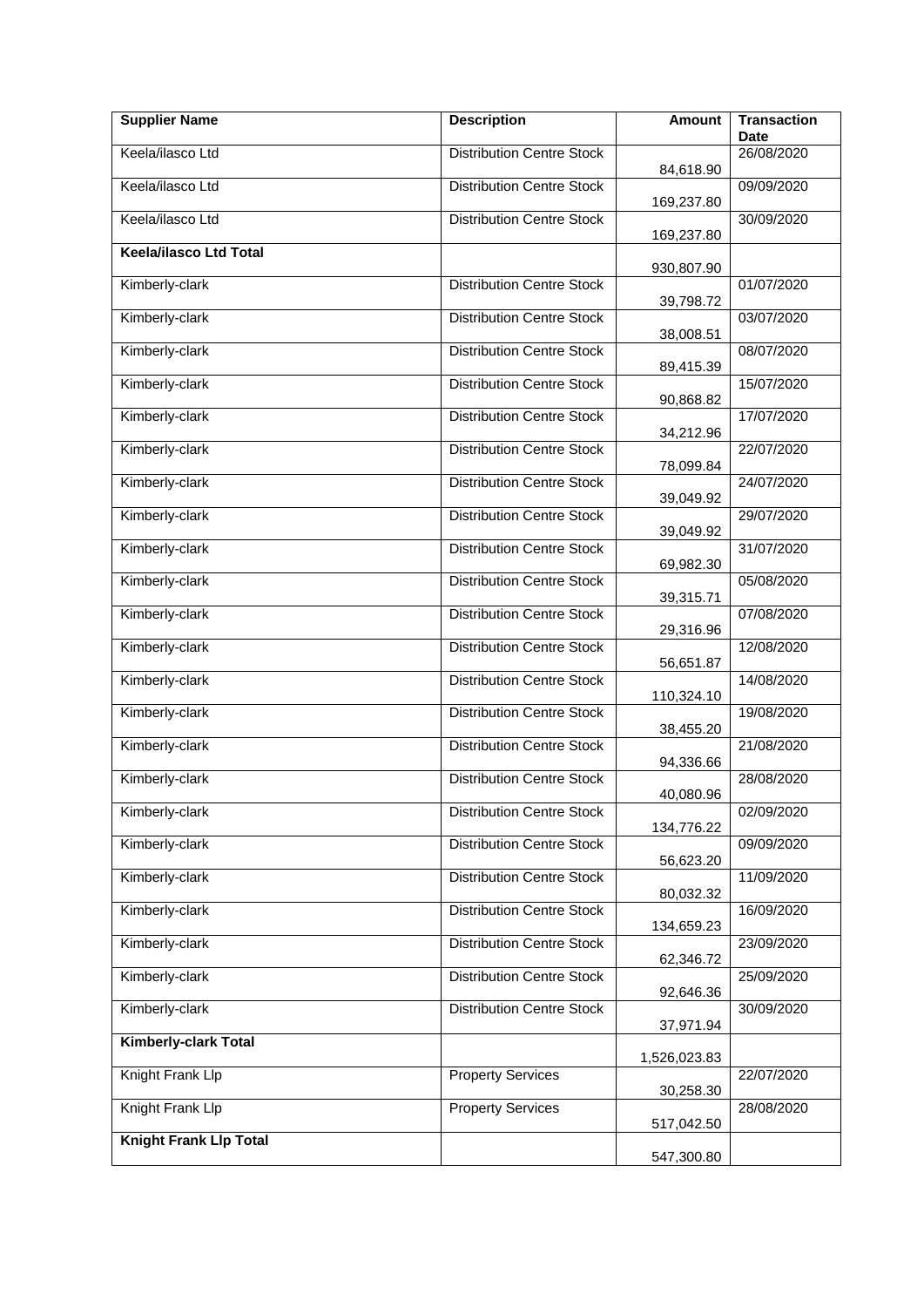| Supplier Name | Description | Amount | Transaction Date |
|---|---|---|---|
| Keela/ilasco Ltd | Distribution Centre Stock | 84,618.90 | 26/08/2020 |
| Keela/ilasco Ltd | Distribution Centre Stock | 169,237.80 | 09/09/2020 |
| Keela/ilasco Ltd | Distribution Centre Stock | 169,237.80 | 30/09/2020 |
| **Keela/ilasco Ltd Total** | | 930,807.90 | |
| Kimberly-clark | Distribution Centre Stock | 39,798.72 | 01/07/2020 |
| Kimberly-clark | Distribution Centre Stock | 38,008.51 | 03/07/2020 |
| Kimberly-clark | Distribution Centre Stock | 89,415.39 | 08/07/2020 |
| Kimberly-clark | Distribution Centre Stock | 90,868.82 | 15/07/2020 |
| Kimberly-clark | Distribution Centre Stock | 34,212.96 | 17/07/2020 |
| Kimberly-clark | Distribution Centre Stock | 78,099.84 | 22/07/2020 |
| Kimberly-clark | Distribution Centre Stock | 39,049.92 | 24/07/2020 |
| Kimberly-clark | Distribution Centre Stock | 39,049.92 | 29/07/2020 |
| Kimberly-clark | Distribution Centre Stock | 69,982.30 | 31/07/2020 |
| Kimberly-clark | Distribution Centre Stock | 39,315.71 | 05/08/2020 |
| Kimberly-clark | Distribution Centre Stock | 29,316.96 | 07/08/2020 |
| Kimberly-clark | Distribution Centre Stock | 56,651.87 | 12/08/2020 |
| Kimberly-clark | Distribution Centre Stock | 110,324.10 | 14/08/2020 |
| Kimberly-clark | Distribution Centre Stock | 38,455.20 | 19/08/2020 |
| Kimberly-clark | Distribution Centre Stock | 94,336.66 | 21/08/2020 |
| Kimberly-clark | Distribution Centre Stock | 40,080.96 | 28/08/2020 |
| Kimberly-clark | Distribution Centre Stock | 134,776.22 | 02/09/2020 |
| Kimberly-clark | Distribution Centre Stock | 56,623.20 | 09/09/2020 |
| Kimberly-clark | Distribution Centre Stock | 80,032.32 | 11/09/2020 |
| Kimberly-clark | Distribution Centre Stock | 134,659.23 | 16/09/2020 |
| Kimberly-clark | Distribution Centre Stock | 62,346.72 | 23/09/2020 |
| Kimberly-clark | Distribution Centre Stock | 92,646.36 | 25/09/2020 |
| Kimberly-clark | Distribution Centre Stock | 37,971.94 | 30/09/2020 |
| **Kimberly-clark Total** | | 1,526,023.83 | |
| Knight Frank Llp | Property Services | 30,258.30 | 22/07/2020 |
| Knight Frank Llp | Property Services | 517,042.50 | 28/08/2020 |
| **Knight Frank Llp Total** | | 547,300.80 | |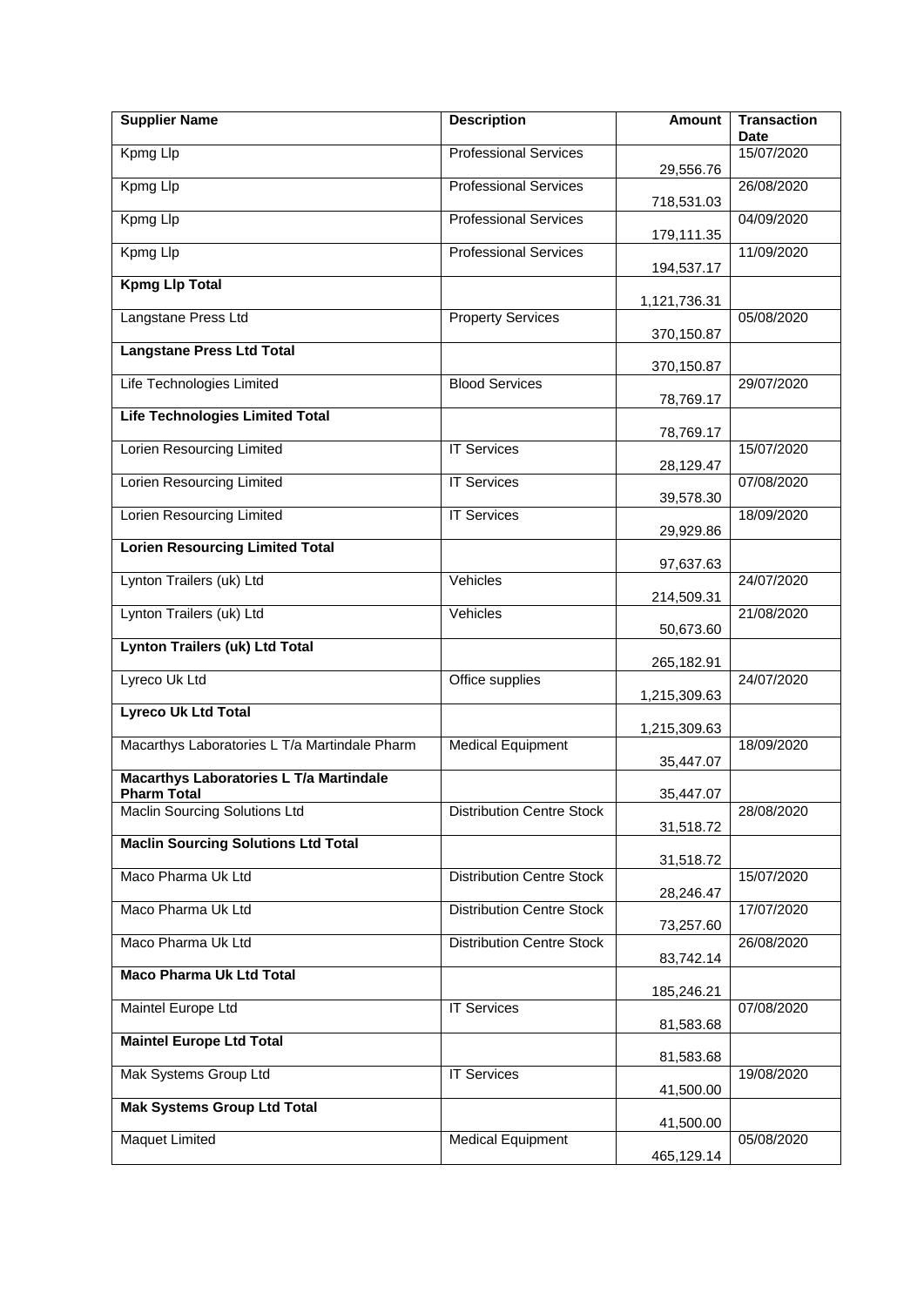| Supplier Name | Description | Amount | Transaction Date |
|---|---|---|---|
| Kpmg Llp | Professional Services | 29,556.76 | 15/07/2020 |
| Kpmg Llp | Professional Services | 718,531.03 | 26/08/2020 |
| Kpmg Llp | Professional Services | 179,111.35 | 04/09/2020 |
| Kpmg Llp | Professional Services | 194,537.17 | 11/09/2020 |
| **Kpmg Llp Total** | | 1,121,736.31 | |
| Langstane Press Ltd | Property Services | 370,150.87 | 05/08/2020 |
| **Langstane Press Ltd Total** | | 370,150.87 | |
| Life Technologies Limited | Blood Services | 78,769.17 | 29/07/2020 |
| **Life Technologies Limited Total** | | 78,769.17 | |
| Lorien Resourcing Limited | IT Services | 28,129.47 | 15/07/2020 |
| Lorien Resourcing Limited | IT Services | 39,578.30 | 07/08/2020 |
| Lorien Resourcing Limited | IT Services | 29,929.86 | 18/09/2020 |
| **Lorien Resourcing Limited Total** | | 97,637.63 | |
| Lynton Trailers (uk) Ltd | Vehicles | 214,509.31 | 24/07/2020 |
| Lynton Trailers (uk) Ltd | Vehicles | 50,673.60 | 21/08/2020 |
| **Lynton Trailers (uk) Ltd Total** | | 265,182.91 | |
| Lyreco Uk Ltd | Office supplies | 1,215,309.63 | 24/07/2020 |
| **Lyreco Uk Ltd Total** | | 1,215,309.63 | |
| Macarthys Laboratories L T/a Martindale Pharm | Medical Equipment | 35,447.07 | 18/09/2020 |
| **Macarthys Laboratories L T/a Martindale Pharm Total** | | 35,447.07 | |
| Maclin Sourcing Solutions Ltd | Distribution Centre Stock | 31,518.72 | 28/08/2020 |
| **Maclin Sourcing Solutions Ltd Total** | | 31,518.72 | |
| Maco Pharma Uk Ltd | Distribution Centre Stock | 28,246.47 | 15/07/2020 |
| Maco Pharma Uk Ltd | Distribution Centre Stock | 73,257.60 | 17/07/2020 |
| Maco Pharma Uk Ltd | Distribution Centre Stock | 83,742.14 | 26/08/2020 |
| **Maco Pharma Uk Ltd Total** | | 185,246.21 | |
| Maintel Europe Ltd | IT Services | 81,583.68 | 07/08/2020 |
| **Maintel Europe Ltd Total** | | 81,583.68 | |
| Mak Systems Group Ltd | IT Services | 41,500.00 | 19/08/2020 |
| **Mak Systems Group Ltd Total** | | 41,500.00 | |
| Maquet Limited | Medical Equipment | 465,129.14 | 05/08/2020 |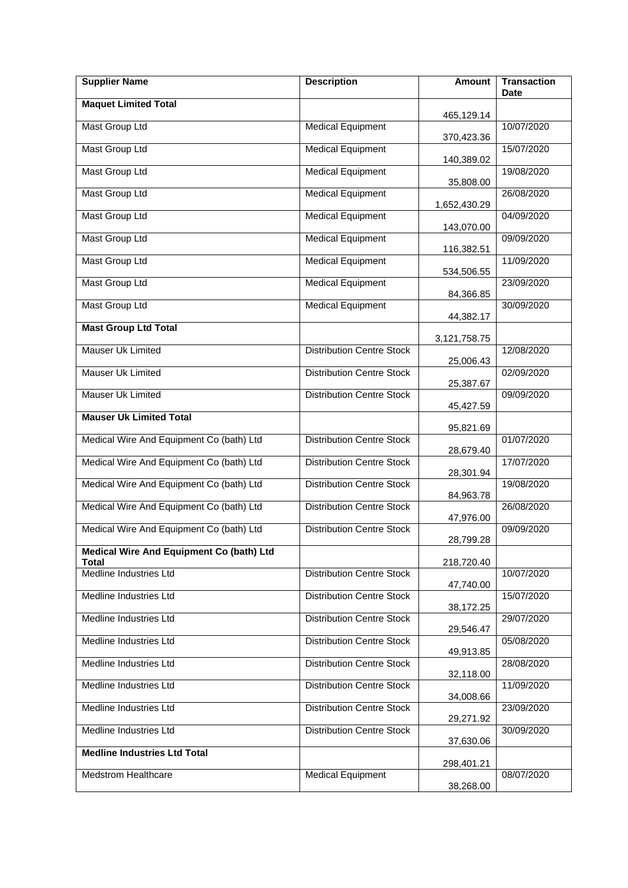| Supplier Name | Description | Amount | Transaction Date |
|---|---|---|---|
| **Maquet Limited Total** | | 465,129.14 | |
| Mast Group Ltd | Medical Equipment | 370,423.36 | 10/07/2020 |
| Mast Group Ltd | Medical Equipment | 140,389.02 | 15/07/2020 |
| Mast Group Ltd | Medical Equipment | 35,808.00 | 19/08/2020 |
| Mast Group Ltd | Medical Equipment | 1,652,430.29 | 26/08/2020 |
| Mast Group Ltd | Medical Equipment | 143,070.00 | 04/09/2020 |
| Mast Group Ltd | Medical Equipment | 116,382.51 | 09/09/2020 |
| Mast Group Ltd | Medical Equipment | 534,506.55 | 11/09/2020 |
| Mast Group Ltd | Medical Equipment | 84,366.85 | 23/09/2020 |
| Mast Group Ltd | Medical Equipment | 44,382.17 | 30/09/2020 |
| **Mast Group Ltd Total** | | 3,121,758.75 | |
| Mauser Uk Limited | Distribution Centre Stock | 25,006.43 | 12/08/2020 |
| Mauser Uk Limited | Distribution Centre Stock | 25,387.67 | 02/09/2020 |
| Mauser Uk Limited | Distribution Centre Stock | 45,427.59 | 09/09/2020 |
| **Mauser Uk Limited Total** | | 95,821.69 | |
| Medical Wire And Equipment Co (bath) Ltd | Distribution Centre Stock | 28,679.40 | 01/07/2020 |
| Medical Wire And Equipment Co (bath) Ltd | Distribution Centre Stock | 28,301.94 | 17/07/2020 |
| Medical Wire And Equipment Co (bath) Ltd | Distribution Centre Stock | 84,963.78 | 19/08/2020 |
| Medical Wire And Equipment Co (bath) Ltd | Distribution Centre Stock | 47,976.00 | 26/08/2020 |
| Medical Wire And Equipment Co (bath) Ltd | Distribution Centre Stock | 28,799.28 | 09/09/2020 |
| **Medical Wire And Equipment Co (bath) Ltd Total** | | 218,720.40 | |
| Medline Industries Ltd | Distribution Centre Stock | 47,740.00 | 10/07/2020 |
| Medline Industries Ltd | Distribution Centre Stock | 38,172.25 | 15/07/2020 |
| Medline Industries Ltd | Distribution Centre Stock | 29,546.47 | 29/07/2020 |
| Medline Industries Ltd | Distribution Centre Stock | 49,913.85 | 05/08/2020 |
| Medline Industries Ltd | Distribution Centre Stock | 32,118.00 | 28/08/2020 |
| Medline Industries Ltd | Distribution Centre Stock | 34,008.66 | 11/09/2020 |
| Medline Industries Ltd | Distribution Centre Stock | 29,271.92 | 23/09/2020 |
| Medline Industries Ltd | Distribution Centre Stock | 37,630.06 | 30/09/2020 |
| **Medline Industries Ltd Total** | | 298,401.21 | |
| Medstrom Healthcare | Medical Equipment | 38,268.00 | 08/07/2020 |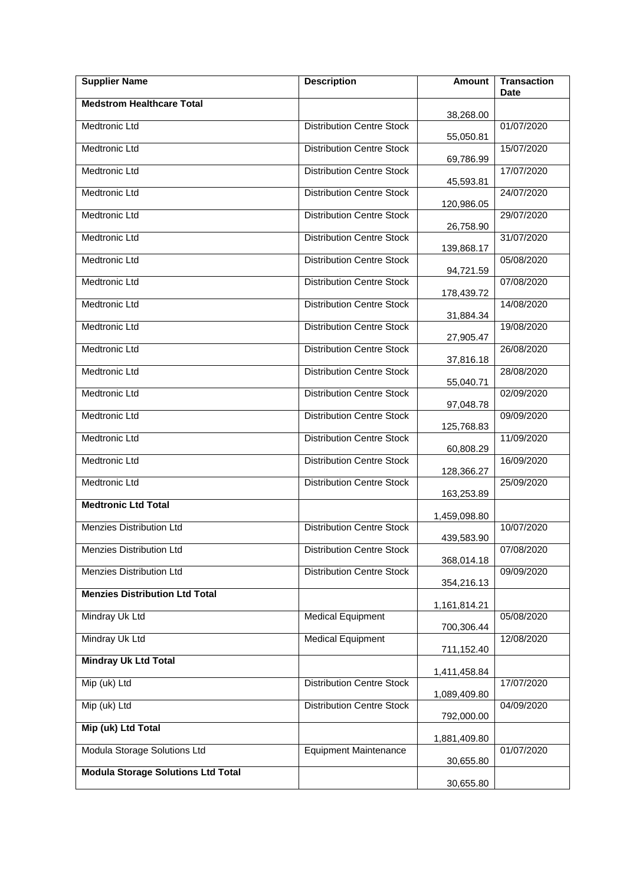| Supplier Name | Description | Amount | Transaction Date |
|---|---|---|---|
| **Medstrom Healthcare Total** | | 38,268.00 | |
| Medtronic Ltd | Distribution Centre Stock | 55,050.81 | 01/07/2020 |
| Medtronic Ltd | Distribution Centre Stock | 69,786.99 | 15/07/2020 |
| Medtronic Ltd | Distribution Centre Stock | 45,593.81 | 17/07/2020 |
| Medtronic Ltd | Distribution Centre Stock | 120,986.05 | 24/07/2020 |
| Medtronic Ltd | Distribution Centre Stock | 26,758.90 | 29/07/2020 |
| Medtronic Ltd | Distribution Centre Stock | 139,868.17 | 31/07/2020 |
| Medtronic Ltd | Distribution Centre Stock | 94,721.59 | 05/08/2020 |
| Medtronic Ltd | Distribution Centre Stock | 178,439.72 | 07/08/2020 |
| Medtronic Ltd | Distribution Centre Stock | 31,884.34 | 14/08/2020 |
| Medtronic Ltd | Distribution Centre Stock | 27,905.47 | 19/08/2020 |
| Medtronic Ltd | Distribution Centre Stock | 37,816.18 | 26/08/2020 |
| Medtronic Ltd | Distribution Centre Stock | 55,040.71 | 28/08/2020 |
| Medtronic Ltd | Distribution Centre Stock | 97,048.78 | 02/09/2020 |
| Medtronic Ltd | Distribution Centre Stock | 125,768.83 | 09/09/2020 |
| Medtronic Ltd | Distribution Centre Stock | 60,808.29 | 11/09/2020 |
| Medtronic Ltd | Distribution Centre Stock | 128,366.27 | 16/09/2020 |
| Medtronic Ltd | Distribution Centre Stock | 163,253.89 | 25/09/2020 |
| **Medtronic Ltd Total** | | 1,459,098.80 | |
| Menzies Distribution Ltd | Distribution Centre Stock | 439,583.90 | 10/07/2020 |
| Menzies Distribution Ltd | Distribution Centre Stock | 368,014.18 | 07/08/2020 |
| Menzies Distribution Ltd | Distribution Centre Stock | 354,216.13 | 09/09/2020 |
| **Menzies Distribution Ltd Total** | | 1,161,814.21 | |
| Mindray Uk Ltd | Medical Equipment | 700,306.44 | 05/08/2020 |
| Mindray Uk Ltd | Medical Equipment | 711,152.40 | 12/08/2020 |
| **Mindray Uk Ltd Total** | | 1,411,458.84 | |
| Mip (uk) Ltd | Distribution Centre Stock | 1,089,409.80 | 17/07/2020 |
| Mip (uk) Ltd | Distribution Centre Stock | 792,000.00 | 04/09/2020 |
| **Mip (uk) Ltd Total** | | 1,881,409.80 | |
| Modula Storage Solutions Ltd | Equipment Maintenance | 30,655.80 | 01/07/2020 |
| **Modula Storage Solutions Ltd Total** | | 30,655.80 | |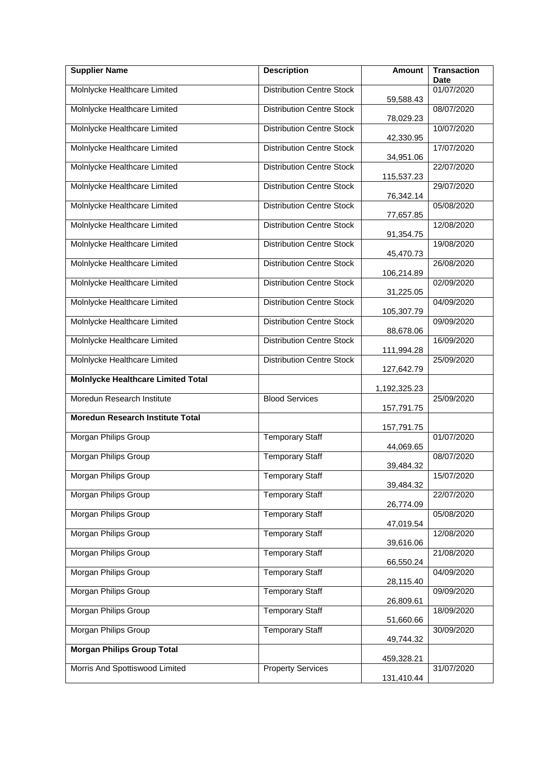| Supplier Name | Description | Amount | Transaction Date |
|---|---|---|---|
| Molnlycke Healthcare Limited | Distribution Centre Stock | 59,588.43 | 01/07/2020 |
| Molnlycke Healthcare Limited | Distribution Centre Stock | 78,029.23 | 08/07/2020 |
| Molnlycke Healthcare Limited | Distribution Centre Stock | 42,330.95 | 10/07/2020 |
| Molnlycke Healthcare Limited | Distribution Centre Stock | 34,951.06 | 17/07/2020 |
| Molnlycke Healthcare Limited | Distribution Centre Stock | 115,537.23 | 22/07/2020 |
| Molnlycke Healthcare Limited | Distribution Centre Stock | 76,342.14 | 29/07/2020 |
| Molnlycke Healthcare Limited | Distribution Centre Stock | 77,657.85 | 05/08/2020 |
| Molnlycke Healthcare Limited | Distribution Centre Stock | 91,354.75 | 12/08/2020 |
| Molnlycke Healthcare Limited | Distribution Centre Stock | 45,470.73 | 19/08/2020 |
| Molnlycke Healthcare Limited | Distribution Centre Stock | 106,214.89 | 26/08/2020 |
| Molnlycke Healthcare Limited | Distribution Centre Stock | 31,225.05 | 02/09/2020 |
| Molnlycke Healthcare Limited | Distribution Centre Stock | 105,307.79 | 04/09/2020 |
| Molnlycke Healthcare Limited | Distribution Centre Stock | 88,678.06 | 09/09/2020 |
| Molnlycke Healthcare Limited | Distribution Centre Stock | 111,994.28 | 16/09/2020 |
| Molnlycke Healthcare Limited | Distribution Centre Stock | 127,642.79 | 25/09/2020 |
| **Molnlycke Healthcare Limited Total** | | 1,192,325.23 | |
| Moredun Research Institute | Blood Services | 157,791.75 | 25/09/2020 |
| **Moredun Research Institute Total** | | 157,791.75 | |
| Morgan Philips Group | Temporary Staff | 44,069.65 | 01/07/2020 |
| Morgan Philips Group | Temporary Staff | 39,484.32 | 08/07/2020 |
| Morgan Philips Group | Temporary Staff | 39,484.32 | 15/07/2020 |
| Morgan Philips Group | Temporary Staff | 26,774.09 | 22/07/2020 |
| Morgan Philips Group | Temporary Staff | 47,019.54 | 05/08/2020 |
| Morgan Philips Group | Temporary Staff | 39,616.06 | 12/08/2020 |
| Morgan Philips Group | Temporary Staff | 66,550.24 | 21/08/2020 |
| Morgan Philips Group | Temporary Staff | 28,115.40 | 04/09/2020 |
| Morgan Philips Group | Temporary Staff | 26,809.61 | 09/09/2020 |
| Morgan Philips Group | Temporary Staff | 51,660.66 | 18/09/2020 |
| Morgan Philips Group | Temporary Staff | 49,744.32 | 30/09/2020 |
| **Morgan Philips Group Total** | | 459,328.21 | |
| Morris And Spottiswood Limited | Property Services | 131,410.44 | 31/07/2020 |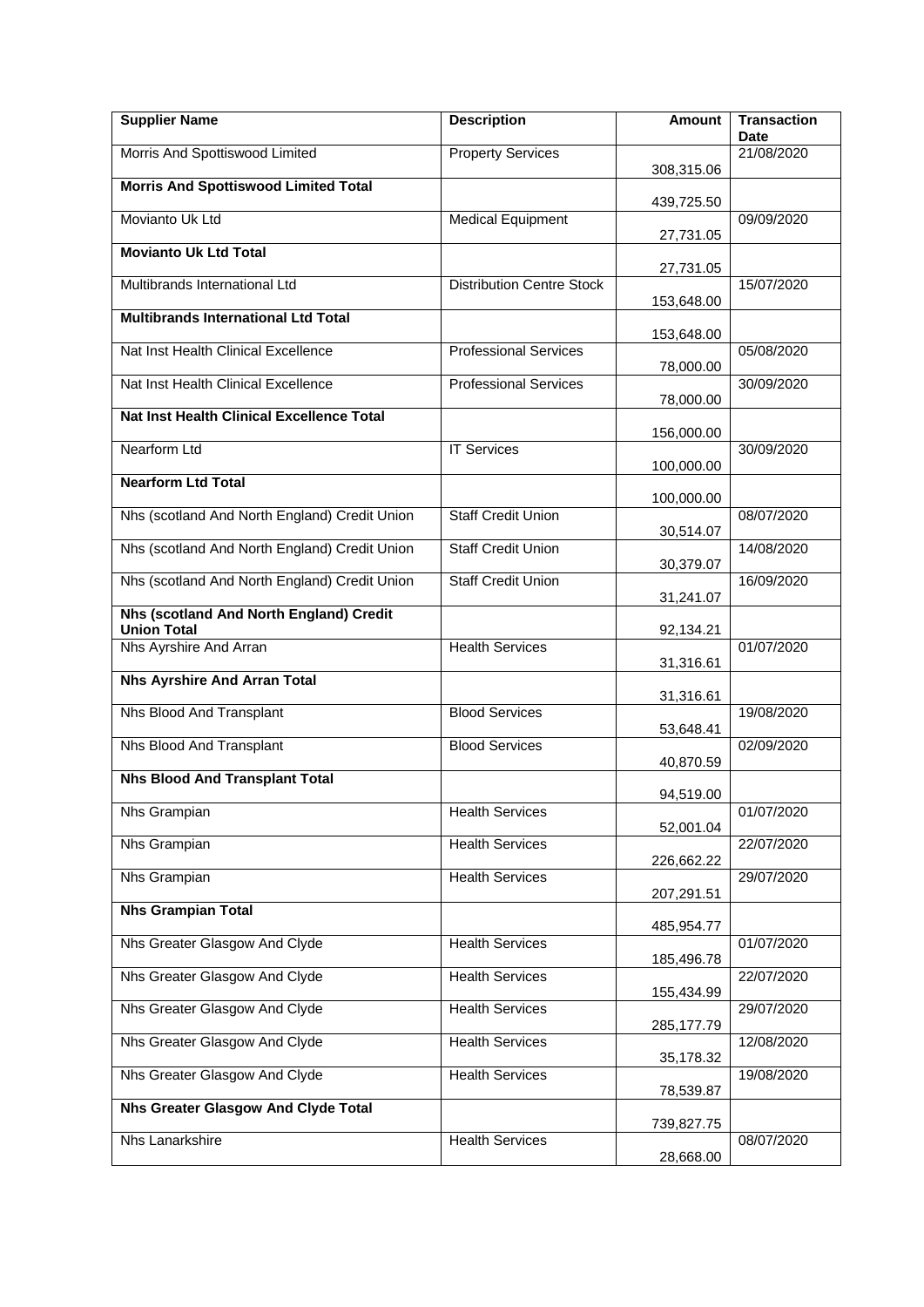| Supplier Name | Description | Amount | Transaction Date |
|---|---|---|---|
| Morris And Spottiswood Limited | Property Services | 308,315.06 | 21/08/2020 |
| **Morris And Spottiswood Limited Total** | | 439,725.50 | |
| Movianto Uk Ltd | Medical Equipment | 27,731.05 | 09/09/2020 |
| **Movianto Uk Ltd Total** | | 27,731.05 | |
| Multibrands International Ltd | Distribution Centre Stock | 153,648.00 | 15/07/2020 |
| **Multibrands International Ltd Total** | | 153,648.00 | |
| Nat Inst Health Clinical Excellence | Professional Services | 78,000.00 | 05/08/2020 |
| Nat Inst Health Clinical Excellence | Professional Services | 78,000.00 | 30/09/2020 |
| **Nat Inst Health Clinical Excellence Total** | | 156,000.00 | |
| Nearform Ltd | IT Services | 100,000.00 | 30/09/2020 |
| **Nearform Ltd Total** | | 100,000.00 | |
| Nhs (scotland And North England) Credit Union | Staff Credit Union | 30,514.07 | 08/07/2020 |
| Nhs (scotland And North England) Credit Union | Staff Credit Union | 30,379.07 | 14/08/2020 |
| Nhs (scotland And North England) Credit Union | Staff Credit Union | 31,241.07 | 16/09/2020 |
| **Nhs (scotland And North England) Credit Union Total** | | 92,134.21 | |
| Nhs Ayrshire And Arran | Health Services | 31,316.61 | 01/07/2020 |
| **Nhs Ayrshire And Arran Total** | | 31,316.61 | |
| Nhs Blood And Transplant | Blood Services | 53,648.41 | 19/08/2020 |
| Nhs Blood And Transplant | Blood Services | 40,870.59 | 02/09/2020 |
| **Nhs Blood And Transplant Total** | | 94,519.00 | |
| Nhs Grampian | Health Services | 52,001.04 | 01/07/2020 |
| Nhs Grampian | Health Services | 226,662.22 | 22/07/2020 |
| Nhs Grampian | Health Services | 207,291.51 | 29/07/2020 |
| **Nhs Grampian Total** | | 485,954.77 | |
| Nhs Greater Glasgow And Clyde | Health Services | 185,496.78 | 01/07/2020 |
| Nhs Greater Glasgow And Clyde | Health Services | 155,434.99 | 22/07/2020 |
| Nhs Greater Glasgow And Clyde | Health Services | 285,177.79 | 29/07/2020 |
| Nhs Greater Glasgow And Clyde | Health Services | 35,178.32 | 12/08/2020 |
| Nhs Greater Glasgow And Clyde | Health Services | 78,539.87 | 19/08/2020 |
| **Nhs Greater Glasgow And Clyde Total** | | 739,827.75 | |
| Nhs Lanarkshire | Health Services | 28,668.00 | 08/07/2020 |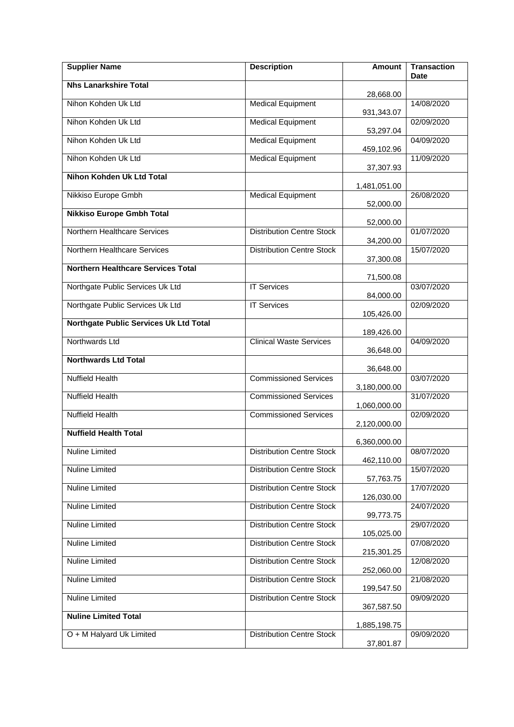| Supplier Name | Description | Amount | Transaction Date |
| --- | --- | --- | --- |
| **Nhs Lanarkshire Total** | | 28,668.00 | |
| Nihon Kohden Uk Ltd | Medical Equipment | 931,343.07 | 14/08/2020 |
| Nihon Kohden Uk Ltd | Medical Equipment | 53,297.04 | 02/09/2020 |
| Nihon Kohden Uk Ltd | Medical Equipment | 459,102.96 | 04/09/2020 |
| Nihon Kohden Uk Ltd | Medical Equipment | 37,307.93 | 11/09/2020 |
| **Nihon Kohden Uk Ltd Total** | | 1,481,051.00 | |
| Nikkiso Europe Gmbh | Medical Equipment | 52,000.00 | 26/08/2020 |
| **Nikkiso Europe Gmbh Total** | | 52,000.00 | |
| Northern Healthcare Services | Distribution Centre Stock | 34,200.00 | 01/07/2020 |
| Northern Healthcare Services | Distribution Centre Stock | 37,300.08 | 15/07/2020 |
| **Northern Healthcare Services Total** | | 71,500.08 | |
| Northgate Public Services Uk Ltd | IT Services | 84,000.00 | 03/07/2020 |
| Northgate Public Services Uk Ltd | IT Services | 105,426.00 | 02/09/2020 |
| **Northgate Public Services Uk Ltd Total** | | 189,426.00 | |
| Northwards Ltd | Clinical Waste Services | 36,648.00 | 04/09/2020 |
| **Northwards Ltd Total** | | 36,648.00 | |
| Nuffield Health | Commissioned Services | 3,180,000.00 | 03/07/2020 |
| Nuffield Health | Commissioned Services | 1,060,000.00 | 31/07/2020 |
| Nuffield Health | Commissioned Services | 2,120,000.00 | 02/09/2020 |
| **Nuffield Health Total** | | 6,360,000.00 | |
| Nuline Limited | Distribution Centre Stock | 462,110.00 | 08/07/2020 |
| Nuline Limited | Distribution Centre Stock | 57,763.75 | 15/07/2020 |
| Nuline Limited | Distribution Centre Stock | 126,030.00 | 17/07/2020 |
| Nuline Limited | Distribution Centre Stock | 99,773.75 | 24/07/2020 |
| Nuline Limited | Distribution Centre Stock | 105,025.00 | 29/07/2020 |
| Nuline Limited | Distribution Centre Stock | 215,301.25 | 07/08/2020 |
| Nuline Limited | Distribution Centre Stock | 252,060.00 | 12/08/2020 |
| Nuline Limited | Distribution Centre Stock | 199,547.50 | 21/08/2020 |
| Nuline Limited | Distribution Centre Stock | 367,587.50 | 09/09/2020 |
| **Nuline Limited Total** | | 1,885,198.75 | |
| O + M Halyard Uk Limited | Distribution Centre Stock | 37,801.87 | 09/09/2020 |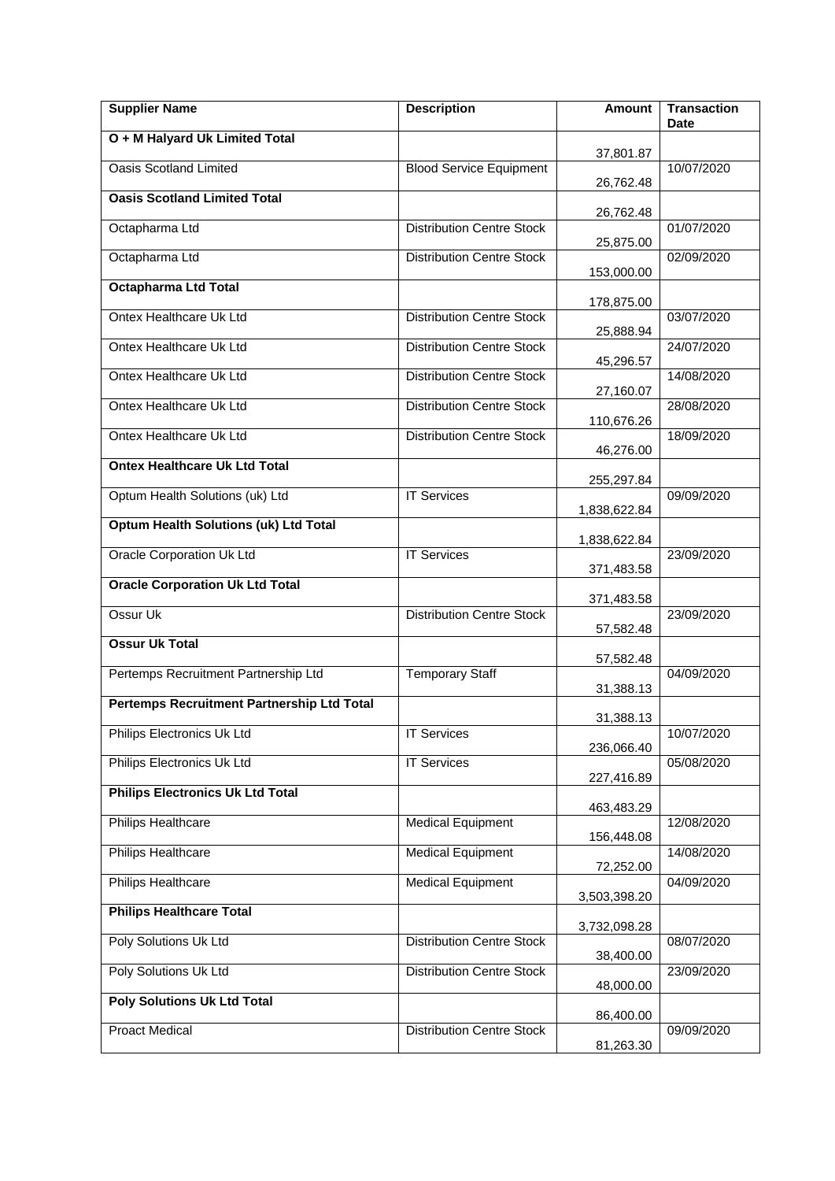| Supplier Name | Description | Amount | Transaction Date |
|---|---|---|---|
| **O + M Halyard Uk Limited Total** | | 37,801.87 | |
| Oasis Scotland Limited | Blood Service Equipment | 26,762.48 | 10/07/2020 |
| **Oasis Scotland Limited Total** | | 26,762.48 | |
| Octapharma Ltd | Distribution Centre Stock | 25,875.00 | 01/07/2020 |
| Octapharma Ltd | Distribution Centre Stock | 153,000.00 | 02/09/2020 |
| **Octapharma Ltd Total** | | 178,875.00 | |
| Ontex Healthcare Uk Ltd | Distribution Centre Stock | 25,888.94 | 03/07/2020 |
| Ontex Healthcare Uk Ltd | Distribution Centre Stock | 45,296.57 | 24/07/2020 |
| Ontex Healthcare Uk Ltd | Distribution Centre Stock | 27,160.07 | 14/08/2020 |
| Ontex Healthcare Uk Ltd | Distribution Centre Stock | 110,676.26 | 28/08/2020 |
| Ontex Healthcare Uk Ltd | Distribution Centre Stock | 46,276.00 | 18/09/2020 |
| **Ontex Healthcare Uk Ltd Total** | | 255,297.84 | |
| Optum Health Solutions (uk) Ltd | IT Services | 1,838,622.84 | 09/09/2020 |
| **Optum Health Solutions (uk) Ltd Total** | | 1,838,622.84 | |
| Oracle Corporation Uk Ltd | IT Services | 371,483.58 | 23/09/2020 |
| **Oracle Corporation Uk Ltd Total** | | 371,483.58 | |
| Ossur Uk | Distribution Centre Stock | 57,582.48 | 23/09/2020 |
| **Ossur Uk Total** | | 57,582.48 | |
| Pertemps Recruitment Partnership Ltd | Temporary Staff | 31,388.13 | 04/09/2020 |
| **Pertemps Recruitment Partnership Ltd Total** | | 31,388.13 | |
| Philips Electronics Uk Ltd | IT Services | 236,066.40 | 10/07/2020 |
| Philips Electronics Uk Ltd | IT Services | 227,416.89 | 05/08/2020 |
| **Philips Electronics Uk Ltd Total** | | 463,483.29 | |
| Philips Healthcare | Medical Equipment | 156,448.08 | 12/08/2020 |
| Philips Healthcare | Medical Equipment | 72,252.00 | 14/08/2020 |
| Philips Healthcare | Medical Equipment | 3,503,398.20 | 04/09/2020 |
| **Philips Healthcare Total** | | 3,732,098.28 | |
| Poly Solutions Uk Ltd | Distribution Centre Stock | 38,400.00 | 08/07/2020 |
| Poly Solutions Uk Ltd | Distribution Centre Stock | 48,000.00 | 23/09/2020 |
| **Poly Solutions Uk Ltd Total** | | 86,400.00 | |
| Proact Medical | Distribution Centre Stock | 81,263.30 | 09/09/2020 |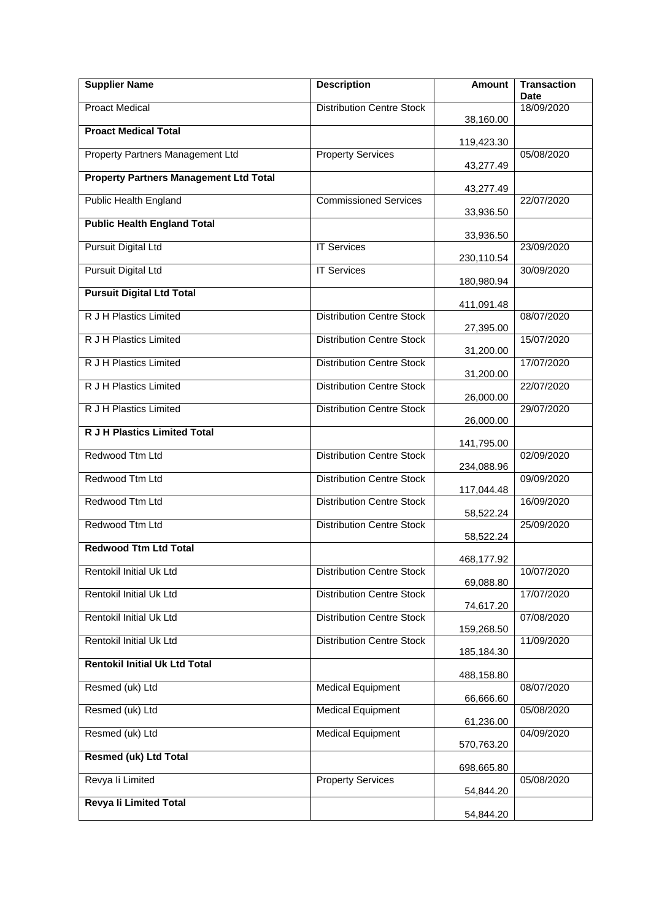| Supplier Name | Description | Amount | Transaction Date |
|---|---|---|---|
| Proact Medical | Distribution Centre Stock | 38,160.00 | 18/09/2020 |
| **Proact Medical Total** | | 119,423.30 | |
| Property Partners Management Ltd | Property Services | 43,277.49 | 05/08/2020 |
| **Property Partners Management Ltd Total** | | 43,277.49 | |
| Public Health England | Commissioned Services | 33,936.50 | 22/07/2020 |
| **Public Health England Total** | | 33,936.50 | |
| Pursuit Digital Ltd | IT Services | 230,110.54 | 23/09/2020 |
| Pursuit Digital Ltd | IT Services | 180,980.94 | 30/09/2020 |
| **Pursuit Digital Ltd Total** | | 411,091.48 | |
| R J H Plastics Limited | Distribution Centre Stock | 27,395.00 | 08/07/2020 |
| R J H Plastics Limited | Distribution Centre Stock | 31,200.00 | 15/07/2020 |
| R J H Plastics Limited | Distribution Centre Stock | 31,200.00 | 17/07/2020 |
| R J H Plastics Limited | Distribution Centre Stock | 26,000.00 | 22/07/2020 |
| R J H Plastics Limited | Distribution Centre Stock | 26,000.00 | 29/07/2020 |
| **R J H Plastics Limited Total** | | 141,795.00 | |
| Redwood Ttm Ltd | Distribution Centre Stock | 234,088.96 | 02/09/2020 |
| Redwood Ttm Ltd | Distribution Centre Stock | 117,044.48 | 09/09/2020 |
| Redwood Ttm Ltd | Distribution Centre Stock | 58,522.24 | 16/09/2020 |
| Redwood Ttm Ltd | Distribution Centre Stock | 58,522.24 | 25/09/2020 |
| **Redwood Ttm Ltd Total** | | 468,177.92 | |
| Rentokil Initial Uk Ltd | Distribution Centre Stock | 69,088.80 | 10/07/2020 |
| Rentokil Initial Uk Ltd | Distribution Centre Stock | 74,617.20 | 17/07/2020 |
| Rentokil Initial Uk Ltd | Distribution Centre Stock | 159,268.50 | 07/08/2020 |
| Rentokil Initial Uk Ltd | Distribution Centre Stock | 185,184.30 | 11/09/2020 |
| **Rentokil Initial Uk Ltd Total** | | 488,158.80 | |
| Resmed (uk) Ltd | Medical Equipment | 66,666.60 | 08/07/2020 |
| Resmed (uk) Ltd | Medical Equipment | 61,236.00 | 05/08/2020 |
| Resmed (uk) Ltd | Medical Equipment | 570,763.20 | 04/09/2020 |
| **Resmed (uk) Ltd Total** | | 698,665.80 | |
| Revya Ii Limited | Property Services | 54,844.20 | 05/08/2020 |
| **Revya Ii Limited Total** | | 54,844.20 | |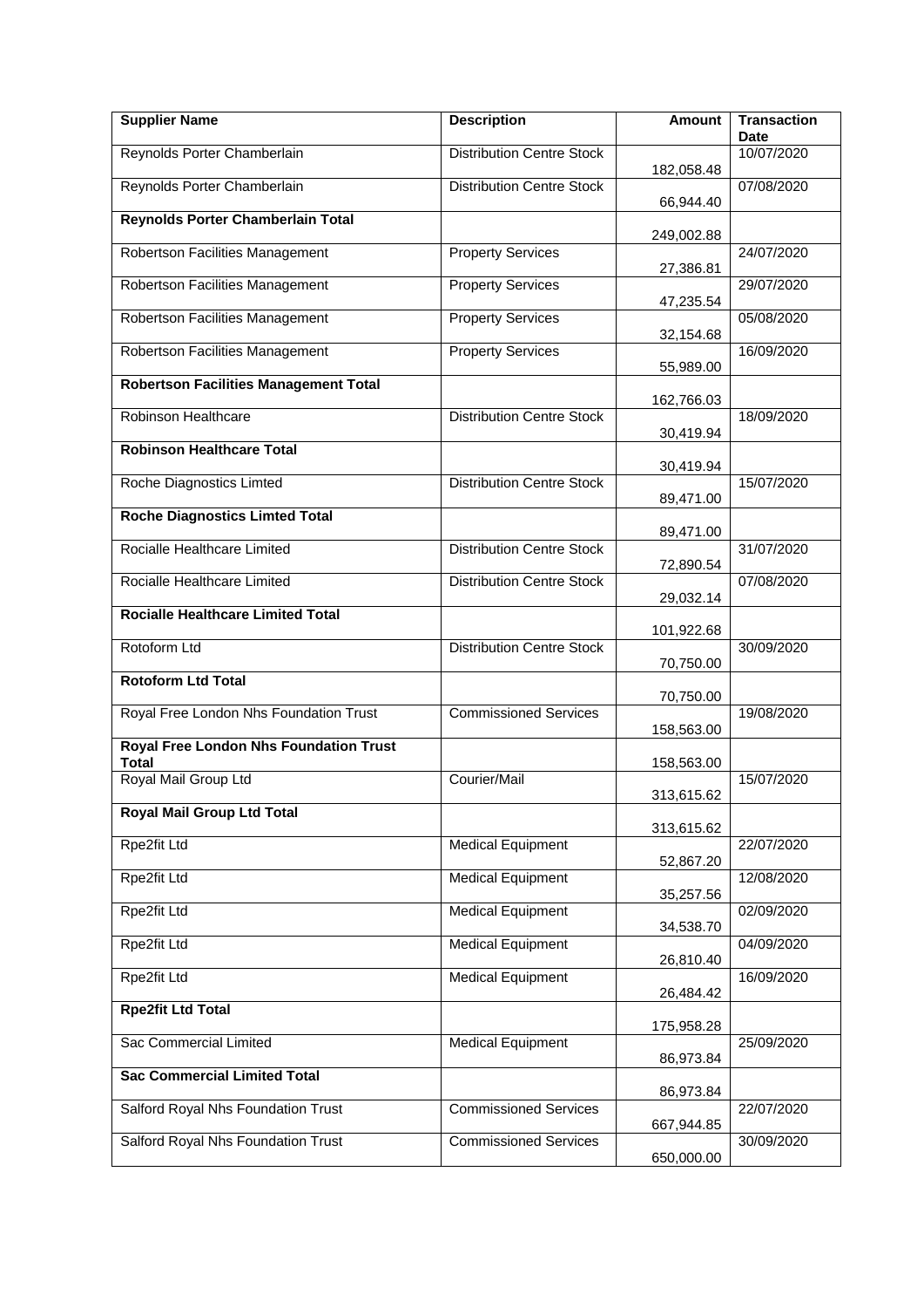| Supplier Name | Description | Amount | Transaction Date |
|---|---|---|---|
| Reynolds Porter Chamberlain | Distribution Centre Stock | 182,058.48 | 10/07/2020 |
| Reynolds Porter Chamberlain | Distribution Centre Stock | 66,944.40 | 07/08/2020 |
| **Reynolds Porter Chamberlain Total** | | 249,002.88 | |
| Robertson Facilities Management | Property Services | 27,386.81 | 24/07/2020 |
| Robertson Facilities Management | Property Services | 47,235.54 | 29/07/2020 |
| Robertson Facilities Management | Property Services | 32,154.68 | 05/08/2020 |
| Robertson Facilities Management | Property Services | 55,989.00 | 16/09/2020 |
| **Robertson Facilities Management Total** | | 162,766.03 | |
| Robinson Healthcare | Distribution Centre Stock | 30,419.94 | 18/09/2020 |
| **Robinson Healthcare Total** | | 30,419.94 | |
| Roche Diagnostics Limted | Distribution Centre Stock | 89,471.00 | 15/07/2020 |
| **Roche Diagnostics Limted Total** | | 89,471.00 | |
| Rocialle Healthcare Limited | Distribution Centre Stock | 72,890.54 | 31/07/2020 |
| Rocialle Healthcare Limited | Distribution Centre Stock | 29,032.14 | 07/08/2020 |
| **Rocialle Healthcare Limited Total** | | 101,922.68 | |
| Rotoform Ltd | Distribution Centre Stock | 70,750.00 | 30/09/2020 |
| **Rotoform Ltd Total** | | 70,750.00 | |
| Royal Free London Nhs Foundation Trust | Commissioned Services | 158,563.00 | 19/08/2020 |
| **Royal Free London Nhs Foundation Trust Total** | | 158,563.00 | |
| Royal Mail Group Ltd | Courier/Mail | 313,615.62 | 15/07/2020 |
| **Royal Mail Group Ltd Total** | | 313,615.62 | |
| Rpe2fit Ltd | Medical Equipment | 52,867.20 | 22/07/2020 |
| Rpe2fit Ltd | Medical Equipment | 35,257.56 | 12/08/2020 |
| Rpe2fit Ltd | Medical Equipment | 34,538.70 | 02/09/2020 |
| Rpe2fit Ltd | Medical Equipment | 26,810.40 | 04/09/2020 |
| Rpe2fit Ltd | Medical Equipment | 26,484.42 | 16/09/2020 |
| **Rpe2fit Ltd Total** | | 175,958.28 | |
| Sac Commercial Limited | Medical Equipment | 86,973.84 | 25/09/2020 |
| **Sac Commercial Limited Total** | | 86,973.84 | |
| Salford Royal Nhs Foundation Trust | Commissioned Services | 667,944.85 | 22/07/2020 |
| Salford Royal Nhs Foundation Trust | Commissioned Services | 650,000.00 | 30/09/2020 |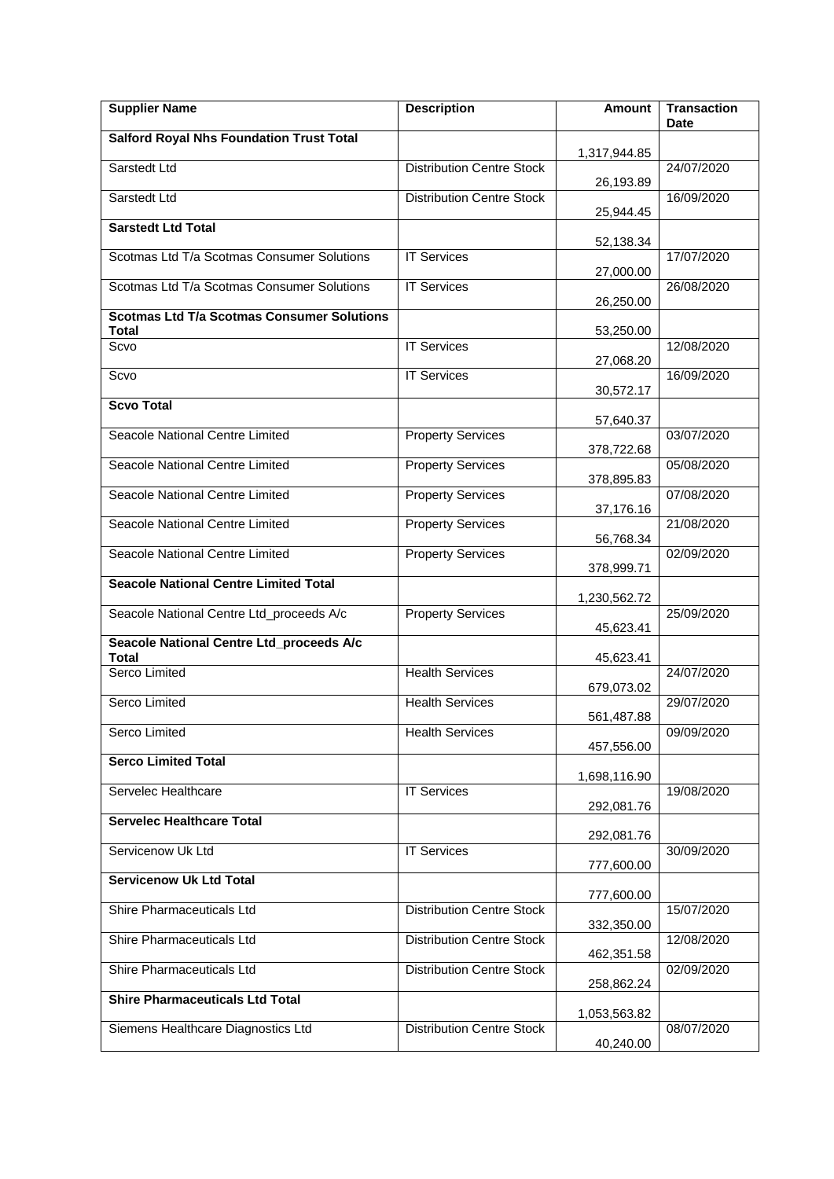| Supplier Name | Description | Amount | Transaction Date |
|---|---|---|---|
| **Salford Royal Nhs Foundation Trust Total** | | 1,317,944.85 | |
| Sarstedt Ltd | Distribution Centre Stock | 26,193.89 | 24/07/2020 |
| Sarstedt Ltd | Distribution Centre Stock | 25,944.45 | 16/09/2020 |
| **Sarstedt Ltd Total** | | 52,138.34 | |
| Scotmas Ltd T/a Scotmas Consumer Solutions | IT Services | 27,000.00 | 17/07/2020 |
| Scotmas Ltd T/a Scotmas Consumer Solutions | IT Services | 26,250.00 | 26/08/2020 |
| **Scotmas Ltd T/a Scotmas Consumer Solutions Total** | | 53,250.00 | |
| Scvo | IT Services | 27,068.20 | 12/08/2020 |
| Scvo | IT Services | 30,572.17 | 16/09/2020 |
| **Scvo Total** | | 57,640.37 | |
| Seacole National Centre Limited | Property Services | 378,722.68 | 03/07/2020 |
| Seacole National Centre Limited | Property Services | 378,895.83 | 05/08/2020 |
| Seacole National Centre Limited | Property Services | 37,176.16 | 07/08/2020 |
| Seacole National Centre Limited | Property Services | 56,768.34 | 21/08/2020 |
| Seacole National Centre Limited | Property Services | 378,999.71 | 02/09/2020 |
| **Seacole National Centre Limited Total** | | 1,230,562.72 | |
| Seacole National Centre Ltd_proceeds A/c | Property Services | 45,623.41 | 25/09/2020 |
| **Seacole National Centre Ltd_proceeds A/c Total** | | 45,623.41 | |
| Serco Limited | Health Services | 679,073.02 | 24/07/2020 |
| Serco Limited | Health Services | 561,487.88 | 29/07/2020 |
| Serco Limited | Health Services | 457,556.00 | 09/09/2020 |
| **Serco Limited Total** | | 1,698,116.90 | |
| Servelec Healthcare | IT Services | 292,081.76 | 19/08/2020 |
| **Servelec Healthcare Total** | | 292,081.76 | |
| Servicenow Uk Ltd | IT Services | 777,600.00 | 30/09/2020 |
| **Servicenow Uk Ltd Total** | | 777,600.00 | |
| Shire Pharmaceuticals Ltd | Distribution Centre Stock | 332,350.00 | 15/07/2020 |
| Shire Pharmaceuticals Ltd | Distribution Centre Stock | 462,351.58 | 12/08/2020 |
| Shire Pharmaceuticals Ltd | Distribution Centre Stock | 258,862.24 | 02/09/2020 |
| **Shire Pharmaceuticals Ltd Total** | | 1,053,563.82 | |
| Siemens Healthcare Diagnostics Ltd | Distribution Centre Stock | 40,240.00 | 08/07/2020 |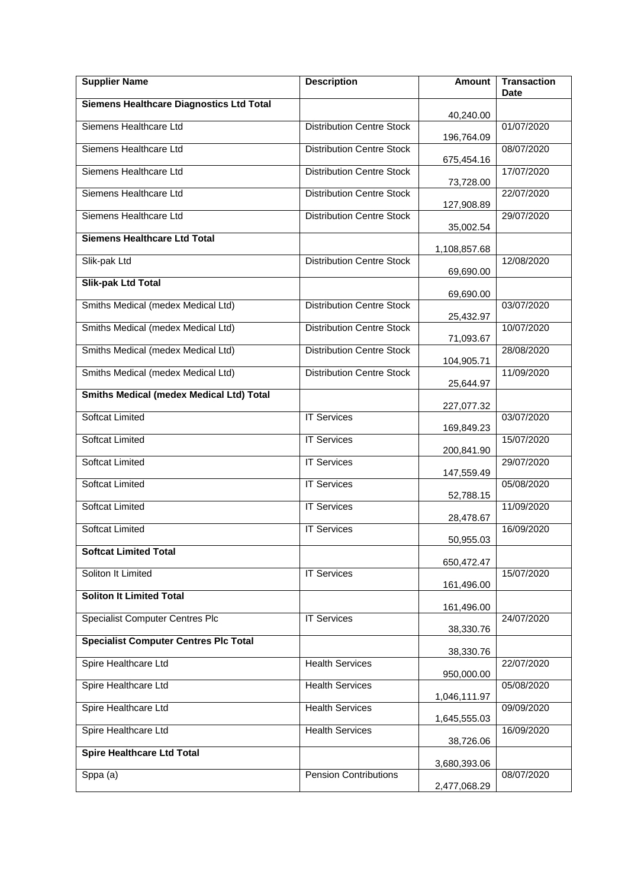| Supplier Name | Description | Amount | Transaction Date |
|---|---|---|---|
| **Siemens Healthcare Diagnostics Ltd Total** | | 40,240.00 | |
| Siemens Healthcare Ltd | Distribution Centre Stock | 196,764.09 | 01/07/2020 |
| Siemens Healthcare Ltd | Distribution Centre Stock | 675,454.16 | 08/07/2020 |
| Siemens Healthcare Ltd | Distribution Centre Stock | 73,728.00 | 17/07/2020 |
| Siemens Healthcare Ltd | Distribution Centre Stock | 127,908.89 | 22/07/2020 |
| Siemens Healthcare Ltd | Distribution Centre Stock | 35,002.54 | 29/07/2020 |
| **Siemens Healthcare Ltd Total** | | 1,108,857.68 | |
| Slik-pak Ltd | Distribution Centre Stock | 69,690.00 | 12/08/2020 |
| **Slik-pak Ltd Total** | | 69,690.00 | |
| Smiths Medical (medex Medical Ltd) | Distribution Centre Stock | 25,432.97 | 03/07/2020 |
| Smiths Medical (medex Medical Ltd) | Distribution Centre Stock | 71,093.67 | 10/07/2020 |
| Smiths Medical (medex Medical Ltd) | Distribution Centre Stock | 104,905.71 | 28/08/2020 |
| Smiths Medical (medex Medical Ltd) | Distribution Centre Stock | 25,644.97 | 11/09/2020 |
| **Smiths Medical (medex Medical Ltd) Total** | | 227,077.32 | |
| Softcat Limited | IT Services | 169,849.23 | 03/07/2020 |
| Softcat Limited | IT Services | 200,841.90 | 15/07/2020 |
| Softcat Limited | IT Services | 147,559.49 | 29/07/2020 |
| Softcat Limited | IT Services | 52,788.15 | 05/08/2020 |
| Softcat Limited | IT Services | 28,478.67 | 11/09/2020 |
| Softcat Limited | IT Services | 50,955.03 | 16/09/2020 |
| **Softcat Limited Total** | | 650,472.47 | |
| Soliton It Limited | IT Services | 161,496.00 | 15/07/2020 |
| **Soliton It Limited Total** | | 161,496.00 | |
| Specialist Computer Centres Plc | IT Services | 38,330.76 | 24/07/2020 |
| **Specialist Computer Centres Plc Total** | | 38,330.76 | |
| Spire Healthcare Ltd | Health Services | 950,000.00 | 22/07/2020 |
| Spire Healthcare Ltd | Health Services | 1,046,111.97 | 05/08/2020 |
| Spire Healthcare Ltd | Health Services | 1,645,555.03 | 09/09/2020 |
| Spire Healthcare Ltd | Health Services | 38,726.06 | 16/09/2020 |
| **Spire Healthcare Ltd Total** | | 3,680,393.06 | |
| Sppa (a) | Pension Contributions | 2,477,068.29 | 08/07/2020 |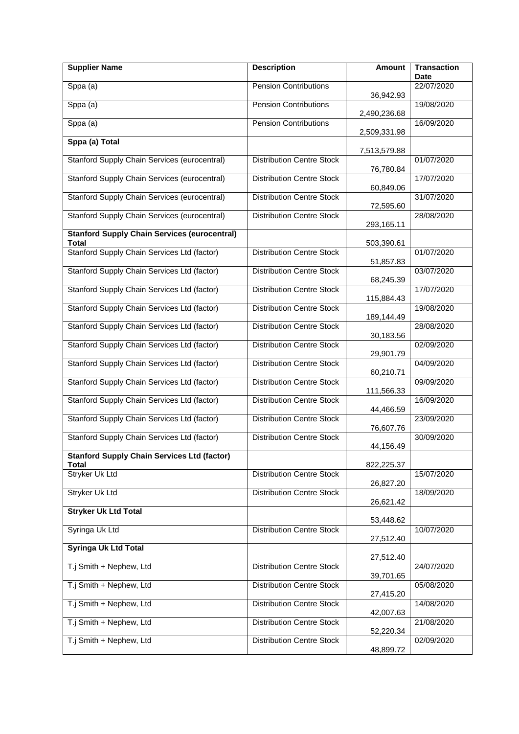| Supplier Name | Description | Amount | Transaction Date |
|---|---|---|---|
| Sppa (a) | Pension Contributions | 36,942.93 | 22/07/2020 |
| Sppa (a) | Pension Contributions | 2,490,236.68 | 19/08/2020 |
| Sppa (a) | Pension Contributions | 2,509,331.98 | 16/09/2020 |
| **Sppa (a) Total** | | 7,513,579.88 | |
| Stanford Supply Chain Services (eurocentral) | Distribution Centre Stock | 76,780.84 | 01/07/2020 |
| Stanford Supply Chain Services (eurocentral) | Distribution Centre Stock | 60,849.06 | 17/07/2020 |
| Stanford Supply Chain Services (eurocentral) | Distribution Centre Stock | 72,595.60 | 31/07/2020 |
| Stanford Supply Chain Services (eurocentral) | Distribution Centre Stock | 293,165.11 | 28/08/2020 |
| **Stanford Supply Chain Services (eurocentral) Total** | | 503,390.61 | |
| Stanford Supply Chain Services Ltd (factor) | Distribution Centre Stock | 51,857.83 | 01/07/2020 |
| Stanford Supply Chain Services Ltd (factor) | Distribution Centre Stock | 68,245.39 | 03/07/2020 |
| Stanford Supply Chain Services Ltd (factor) | Distribution Centre Stock | 115,884.43 | 17/07/2020 |
| Stanford Supply Chain Services Ltd (factor) | Distribution Centre Stock | 189,144.49 | 19/08/2020 |
| Stanford Supply Chain Services Ltd (factor) | Distribution Centre Stock | 30,183.56 | 28/08/2020 |
| Stanford Supply Chain Services Ltd (factor) | Distribution Centre Stock | 29,901.79 | 02/09/2020 |
| Stanford Supply Chain Services Ltd (factor) | Distribution Centre Stock | 60,210.71 | 04/09/2020 |
| Stanford Supply Chain Services Ltd (factor) | Distribution Centre Stock | 111,566.33 | 09/09/2020 |
| Stanford Supply Chain Services Ltd (factor) | Distribution Centre Stock | 44,466.59 | 16/09/2020 |
| Stanford Supply Chain Services Ltd (factor) | Distribution Centre Stock | 76,607.76 | 23/09/2020 |
| Stanford Supply Chain Services Ltd (factor) | Distribution Centre Stock | 44,156.49 | 30/09/2020 |
| **Stanford Supply Chain Services Ltd (factor) Total** | | 822,225.37 | |
| Stryker Uk Ltd | Distribution Centre Stock | 26,827.20 | 15/07/2020 |
| Stryker Uk Ltd | Distribution Centre Stock | 26,621.42 | 18/09/2020 |
| **Stryker Uk Ltd Total** | | 53,448.62 | |
| Syringa Uk Ltd | Distribution Centre Stock | 27,512.40 | 10/07/2020 |
| **Syringa Uk Ltd Total** | | 27,512.40 | |
| T.j Smith + Nephew, Ltd | Distribution Centre Stock | 39,701.65 | 24/07/2020 |
| T.j Smith + Nephew, Ltd | Distribution Centre Stock | 27,415.20 | 05/08/2020 |
| T.j Smith + Nephew, Ltd | Distribution Centre Stock | 42,007.63 | 14/08/2020 |
| T.j Smith + Nephew, Ltd | Distribution Centre Stock | 52,220.34 | 21/08/2020 |
| T.j Smith + Nephew, Ltd | Distribution Centre Stock | 48,899.72 | 02/09/2020 |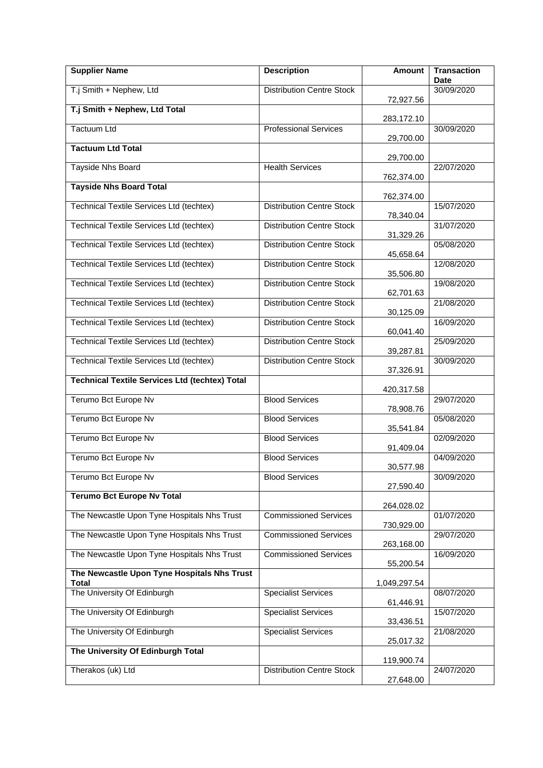| Supplier Name | Description | Amount | Transaction Date |
|---|---|---|---|
| T.j Smith + Nephew, Ltd | Distribution Centre Stock | 72,927.56 | 30/09/2020 |
| **T.j Smith + Nephew, Ltd Total** | | 283,172.10 | |
| Tactuum Ltd | Professional Services | 29,700.00 | 30/09/2020 |
| **Tactuum Ltd Total** | | 29,700.00 | |
| Tayside Nhs Board | Health Services | 762,374.00 | 22/07/2020 |
| **Tayside Nhs Board Total** | | 762,374.00 | |
| Technical Textile Services Ltd (techtex) | Distribution Centre Stock | 78,340.04 | 15/07/2020 |
| Technical Textile Services Ltd (techtex) | Distribution Centre Stock | 31,329.26 | 31/07/2020 |
| Technical Textile Services Ltd (techtex) | Distribution Centre Stock | 45,658.64 | 05/08/2020 |
| Technical Textile Services Ltd (techtex) | Distribution Centre Stock | 35,506.80 | 12/08/2020 |
| Technical Textile Services Ltd (techtex) | Distribution Centre Stock | 62,701.63 | 19/08/2020 |
| Technical Textile Services Ltd (techtex) | Distribution Centre Stock | 30,125.09 | 21/08/2020 |
| Technical Textile Services Ltd (techtex) | Distribution Centre Stock | 60,041.40 | 16/09/2020 |
| Technical Textile Services Ltd (techtex) | Distribution Centre Stock | 39,287.81 | 25/09/2020 |
| Technical Textile Services Ltd (techtex) | Distribution Centre Stock | 37,326.91 | 30/09/2020 |
| **Technical Textile Services Ltd (techtex) Total** | | 420,317.58 | |
| Terumo Bct Europe Nv | Blood Services | 78,908.76 | 29/07/2020 |
| Terumo Bct Europe Nv | Blood Services | 35,541.84 | 05/08/2020 |
| Terumo Bct Europe Nv | Blood Services | 91,409.04 | 02/09/2020 |
| Terumo Bct Europe Nv | Blood Services | 30,577.98 | 04/09/2020 |
| Terumo Bct Europe Nv | Blood Services | 27,590.40 | 30/09/2020 |
| **Terumo Bct Europe Nv Total** | | 264,028.02 | |
| The Newcastle Upon Tyne Hospitals Nhs Trust | Commissioned Services | 730,929.00 | 01/07/2020 |
| The Newcastle Upon Tyne Hospitals Nhs Trust | Commissioned Services | 263,168.00 | 29/07/2020 |
| The Newcastle Upon Tyne Hospitals Nhs Trust | Commissioned Services | 55,200.54 | 16/09/2020 |
| **The Newcastle Upon Tyne Hospitals Nhs Trust Total** | | 1,049,297.54 | |
| The University Of Edinburgh | Specialist Services | 61,446.91 | 08/07/2020 |
| The University Of Edinburgh | Specialist Services | 33,436.51 | 15/07/2020 |
| The University Of Edinburgh | Specialist Services | 25,017.32 | 21/08/2020 |
| **The University Of Edinburgh Total** | | 119,900.74 | |
| Therakos (uk) Ltd | Distribution Centre Stock | 27,648.00 | 24/07/2020 |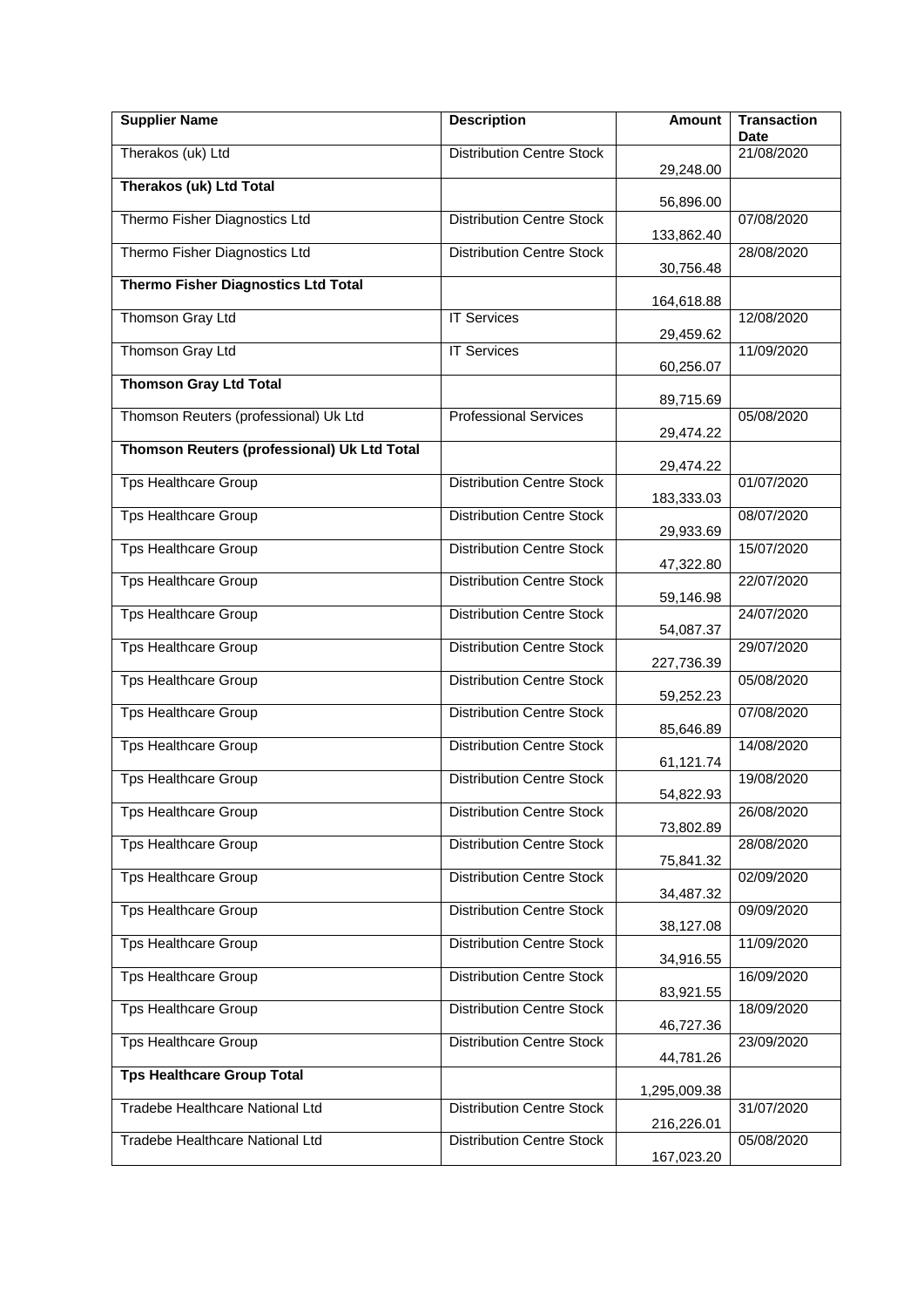| Supplier Name | Description | Amount | Transaction Date |
|---|---|---|---|
| Therakos (uk) Ltd | Distribution Centre Stock | 29,248.00 | 21/08/2020 |
| **Therakos (uk) Ltd Total** | | 56,896.00 | |
| Thermo Fisher Diagnostics Ltd | Distribution Centre Stock | 133,862.40 | 07/08/2020 |
| Thermo Fisher Diagnostics Ltd | Distribution Centre Stock | 30,756.48 | 28/08/2020 |
| **Thermo Fisher Diagnostics Ltd Total** | | 164,618.88 | |
| Thomson Gray Ltd | IT Services | 29,459.62 | 12/08/2020 |
| Thomson Gray Ltd | IT Services | 60,256.07 | 11/09/2020 |
| **Thomson Gray Ltd Total** | | 89,715.69 | |
| Thomson Reuters (professional) Uk Ltd | Professional Services | 29,474.22 | 05/08/2020 |
| **Thomson Reuters (professional) Uk Ltd Total** | | 29,474.22 | |
| Tps Healthcare Group | Distribution Centre Stock | 183,333.03 | 01/07/2020 |
| Tps Healthcare Group | Distribution Centre Stock | 29,933.69 | 08/07/2020 |
| Tps Healthcare Group | Distribution Centre Stock | 47,322.80 | 15/07/2020 |
| Tps Healthcare Group | Distribution Centre Stock | 59,146.98 | 22/07/2020 |
| Tps Healthcare Group | Distribution Centre Stock | 54,087.37 | 24/07/2020 |
| Tps Healthcare Group | Distribution Centre Stock | 227,736.39 | 29/07/2020 |
| Tps Healthcare Group | Distribution Centre Stock | 59,252.23 | 05/08/2020 |
| Tps Healthcare Group | Distribution Centre Stock | 85,646.89 | 07/08/2020 |
| Tps Healthcare Group | Distribution Centre Stock | 61,121.74 | 14/08/2020 |
| Tps Healthcare Group | Distribution Centre Stock | 54,822.93 | 19/08/2020 |
| Tps Healthcare Group | Distribution Centre Stock | 73,802.89 | 26/08/2020 |
| Tps Healthcare Group | Distribution Centre Stock | 75,841.32 | 28/08/2020 |
| Tps Healthcare Group | Distribution Centre Stock | 34,487.32 | 02/09/2020 |
| Tps Healthcare Group | Distribution Centre Stock | 38,127.08 | 09/09/2020 |
| Tps Healthcare Group | Distribution Centre Stock | 34,916.55 | 11/09/2020 |
| Tps Healthcare Group | Distribution Centre Stock | 83,921.55 | 16/09/2020 |
| Tps Healthcare Group | Distribution Centre Stock | 46,727.36 | 18/09/2020 |
| Tps Healthcare Group | Distribution Centre Stock | 44,781.26 | 23/09/2020 |
| **Tps Healthcare Group Total** | | 1,295,009.38 | |
| Tradebe Healthcare National Ltd | Distribution Centre Stock | 216,226.01 | 31/07/2020 |
| Tradebe Healthcare National Ltd | Distribution Centre Stock | 167,023.20 | 05/08/2020 |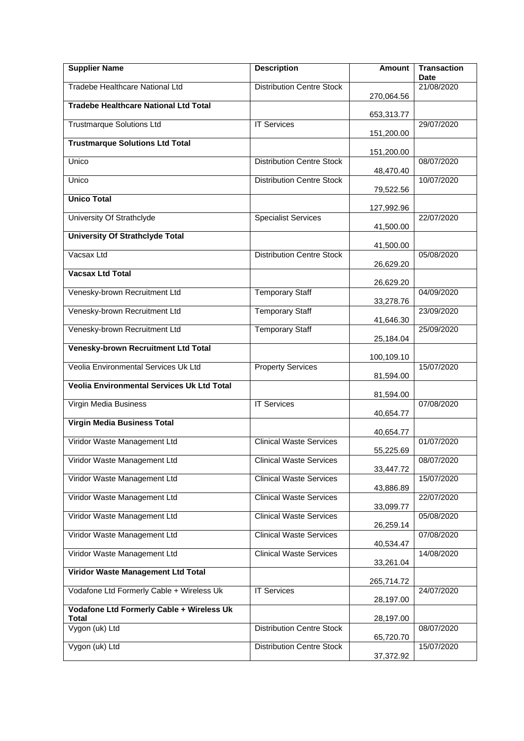| Supplier Name | Description | Amount | Transaction Date |
| --- | --- | --- | --- |
| Tradebe Healthcare National Ltd | Distribution Centre Stock | 270,064.56 | 21/08/2020 |
| **Tradebe Healthcare National Ltd Total** | | 653,313.77 | |
| Trustmarque Solutions Ltd | IT Services | 151,200.00 | 29/07/2020 |
| **Trustmarque Solutions Ltd Total** | | 151,200.00 | |
| Unico | Distribution Centre Stock | 48,470.40 | 08/07/2020 |
| Unico | Distribution Centre Stock | 79,522.56 | 10/07/2020 |
| **Unico Total** | | 127,992.96 | |
| University Of Strathclyde | Specialist Services | 41,500.00 | 22/07/2020 |
| **University Of Strathclyde Total** | | 41,500.00 | |
| Vacsax Ltd | Distribution Centre Stock | 26,629.20 | 05/08/2020 |
| **Vacsax Ltd Total** | | 26,629.20 | |
| Venesky-brown Recruitment Ltd | Temporary Staff | 33,278.76 | 04/09/2020 |
| Venesky-brown Recruitment Ltd | Temporary Staff | 41,646.30 | 23/09/2020 |
| Venesky-brown Recruitment Ltd | Temporary Staff | 25,184.04 | 25/09/2020 |
| **Venesky-brown Recruitment Ltd Total** | | 100,109.10 | |
| Veolia Environmental Services Uk Ltd | Property Services | 81,594.00 | 15/07/2020 |
| **Veolia Environmental Services Uk Ltd Total** | | 81,594.00 | |
| Virgin Media Business | IT Services | 40,654.77 | 07/08/2020 |
| **Virgin Media Business Total** | | 40,654.77 | |
| Viridor Waste Management Ltd | Clinical Waste Services | 55,225.69 | 01/07/2020 |
| Viridor Waste Management Ltd | Clinical Waste Services | 33,447.72 | 08/07/2020 |
| Viridor Waste Management Ltd | Clinical Waste Services | 43,886.89 | 15/07/2020 |
| Viridor Waste Management Ltd | Clinical Waste Services | 33,099.77 | 22/07/2020 |
| Viridor Waste Management Ltd | Clinical Waste Services | 26,259.14 | 05/08/2020 |
| Viridor Waste Management Ltd | Clinical Waste Services | 40,534.47 | 07/08/2020 |
| Viridor Waste Management Ltd | Clinical Waste Services | 33,261.04 | 14/08/2020 |
| **Viridor Waste Management Ltd Total** | | 265,714.72 | |
| Vodafone Ltd Formerly Cable + Wireless Uk | IT Services | 28,197.00 | 24/07/2020 |
| **Vodafone Ltd Formerly Cable + Wireless Uk Total** | | 28,197.00 | |
| Vygon (uk) Ltd | Distribution Centre Stock | 65,720.70 | 08/07/2020 |
| Vygon (uk) Ltd | Distribution Centre Stock | 37,372.92 | 15/07/2020 |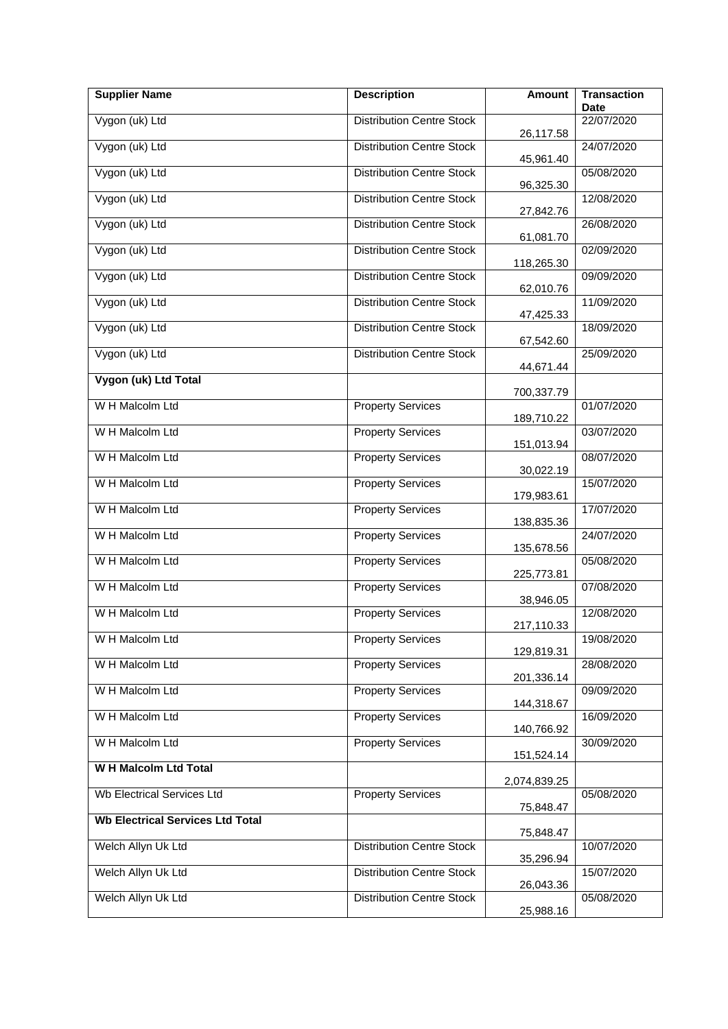| Supplier Name | Description | Amount | Transaction Date |
|---|---|---|---|
| Vygon (uk) Ltd | Distribution Centre Stock | 26,117.58 | 22/07/2020 |
| Vygon (uk) Ltd | Distribution Centre Stock | 45,961.40 | 24/07/2020 |
| Vygon (uk) Ltd | Distribution Centre Stock | 96,325.30 | 05/08/2020 |
| Vygon (uk) Ltd | Distribution Centre Stock | 27,842.76 | 12/08/2020 |
| Vygon (uk) Ltd | Distribution Centre Stock | 61,081.70 | 26/08/2020 |
| Vygon (uk) Ltd | Distribution Centre Stock | 118,265.30 | 02/09/2020 |
| Vygon (uk) Ltd | Distribution Centre Stock | 62,010.76 | 09/09/2020 |
| Vygon (uk) Ltd | Distribution Centre Stock | 47,425.33 | 11/09/2020 |
| Vygon (uk) Ltd | Distribution Centre Stock | 67,542.60 | 18/09/2020 |
| Vygon (uk) Ltd | Distribution Centre Stock | 44,671.44 | 25/09/2020 |
| **Vygon (uk) Ltd Total** | | 700,337.79 | |
| W H Malcolm Ltd | Property Services | 189,710.22 | 01/07/2020 |
| W H Malcolm Ltd | Property Services | 151,013.94 | 03/07/2020 |
| W H Malcolm Ltd | Property Services | 30,022.19 | 08/07/2020 |
| W H Malcolm Ltd | Property Services | 179,983.61 | 15/07/2020 |
| W H Malcolm Ltd | Property Services | 138,835.36 | 17/07/2020 |
| W H Malcolm Ltd | Property Services | 135,678.56 | 24/07/2020 |
| W H Malcolm Ltd | Property Services | 225,773.81 | 05/08/2020 |
| W H Malcolm Ltd | Property Services | 38,946.05 | 07/08/2020 |
| W H Malcolm Ltd | Property Services | 217,110.33 | 12/08/2020 |
| W H Malcolm Ltd | Property Services | 129,819.31 | 19/08/2020 |
| W H Malcolm Ltd | Property Services | 201,336.14 | 28/08/2020 |
| W H Malcolm Ltd | Property Services | 144,318.67 | 09/09/2020 |
| W H Malcolm Ltd | Property Services | 140,766.92 | 16/09/2020 |
| W H Malcolm Ltd | Property Services | 151,524.14 | 30/09/2020 |
| **W H Malcolm Ltd Total** | | 2,074,839.25 | |
| Wb Electrical Services Ltd | Property Services | 75,848.47 | 05/08/2020 |
| **Wb Electrical Services Ltd Total** | | 75,848.47 | |
| Welch Allyn Uk Ltd | Distribution Centre Stock | 35,296.94 | 10/07/2020 |
| Welch Allyn Uk Ltd | Distribution Centre Stock | 26,043.36 | 15/07/2020 |
| Welch Allyn Uk Ltd | Distribution Centre Stock | 25,988.16 | 05/08/2020 |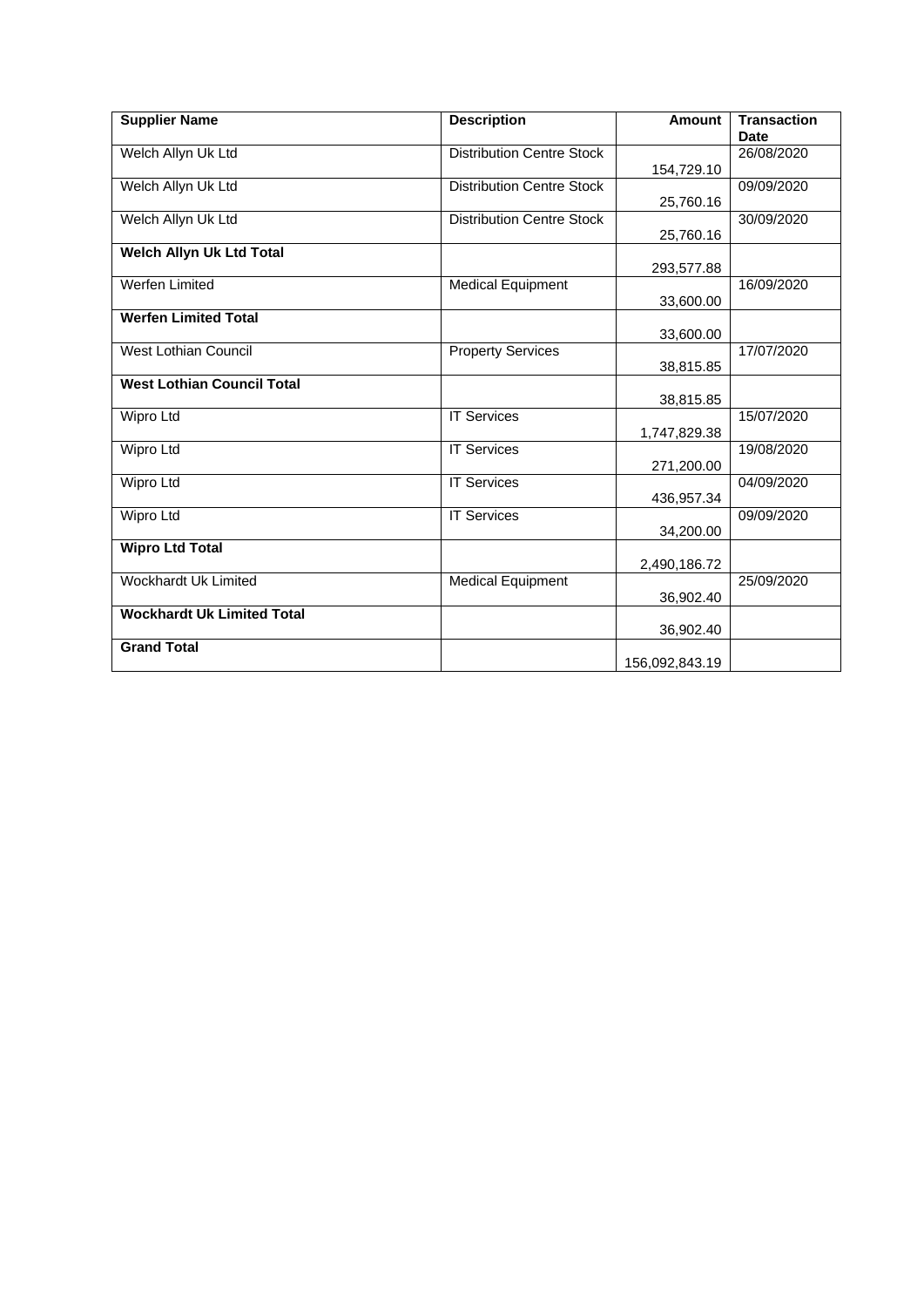| Supplier Name | Description | Amount | Transaction Date |
|---|---|---:|---|
| Welch Allyn Uk Ltd | Distribution Centre Stock | 154,729.10 | 26/08/2020 |
| Welch Allyn Uk Ltd | Distribution Centre Stock | 25,760.16 | 09/09/2020 |
| Welch Allyn Uk Ltd | Distribution Centre Stock | 25,760.16 | 30/09/2020 |
| **Welch Allyn Uk Ltd Total** | | 293,577.88 | |
| Werfen Limited | Medical Equipment | 33,600.00 | 16/09/2020 |
| **Werfen Limited Total** | | 33,600.00 | |
| West Lothian Council | Property Services | 38,815.85 | 17/07/2020 |
| **West Lothian Council Total** | | 38,815.85 | |
| Wipro Ltd | IT Services | 1,747,829.38 | 15/07/2020 |
| Wipro Ltd | IT Services | 271,200.00 | 19/08/2020 |
| Wipro Ltd | IT Services | 436,957.34 | 04/09/2020 |
| Wipro Ltd | IT Services | 34,200.00 | 09/09/2020 |
| **Wipro Ltd Total** | | 2,490,186.72 | |
| Wockhardt Uk Limited | Medical Equipment | 36,902.40 | 25/09/2020 |
| **Wockhardt Uk Limited Total** | | 36,902.40 | |
| **Grand Total** | | 156,092,843.19 | |